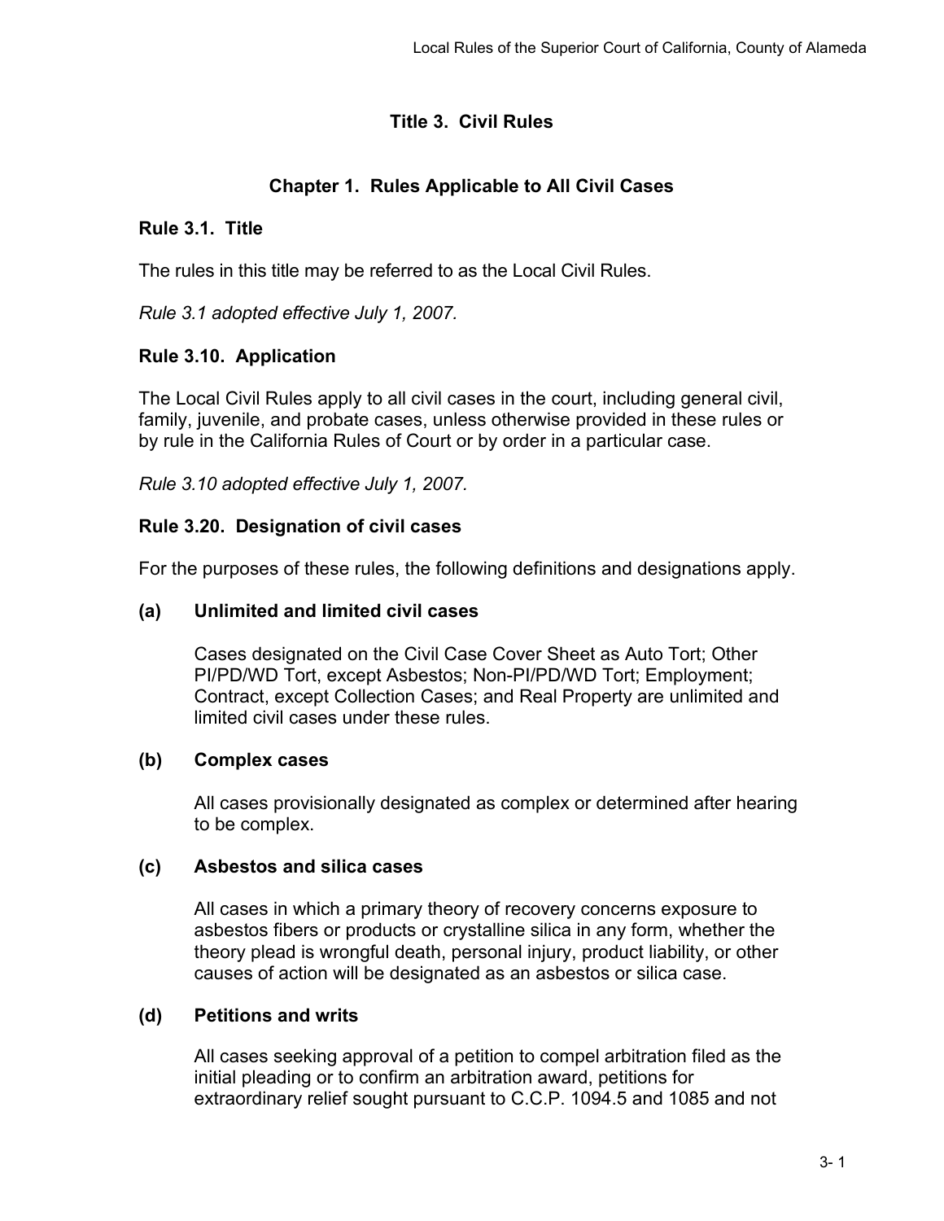# Title 3. Civil Rules

## Chapter 1. Rules Applicable to All Civil Cases

### Rule 3.1. Title

The rules in this title may be referred to as the Local Civil Rules.

*Rule 3.1 adopted effective July 1, 2007.*

### Rule 3.10. Application

The Local Civil Rules apply to all civil cases in the court, including general civil, family, juvenile, and probate cases, unless otherwise provided in these rules or by rule in the California Rules of Court or by order in a particular case.

*Rule 3.10 adopted effective July 1, 2007.*

### Rule 3.20. Designation of civil cases

For the purposes of these rules, the following definitions and designations apply.

**(a) Unlimited and limited civil cases**

Cases designated on the Civil Case Cover Sheet as Auto Tort; Other PI/PD/WD Tort, except Asbestos; Non-PI/PD/WD Tort; Employment; Contract, except Collection Cases; and Real Property are unlimited and limited civil cases under these rules.

**(b) Complex cases**

All cases provisionally designated as complex or determined after hearing to be complex.

**(c) Asbestos and silica cases**

All cases in which a primary theory of recovery concerns exposure to asbestos fibers or products or crystalline silica in any form, whether the theory plead is wrongful death, personal injury, product liability, or other causes of action will be designated as an asbestos or silica case.

**(d) Petitions and writs**

All cases seeking approval of a petition to compel arbitration filed as the initial pleading or to confirm an arbitration award, petitions for extraordinary relief sought pursuant to C.C.P. 1094.5 and 1085 and not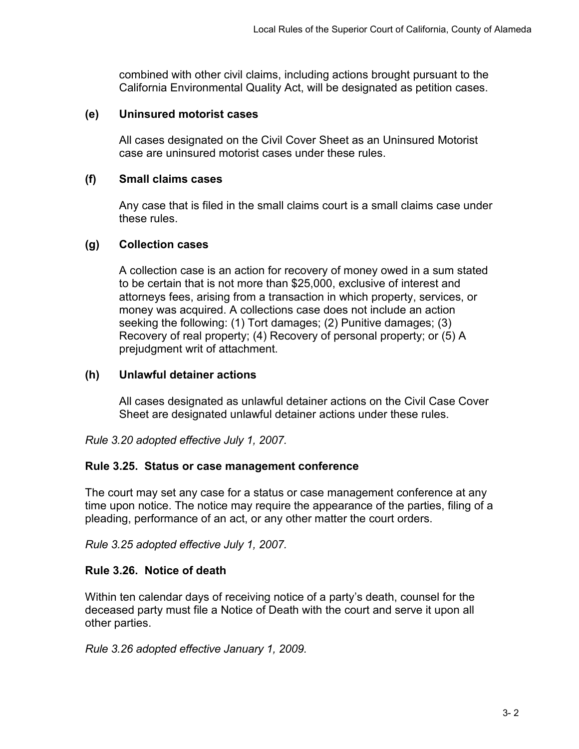combined with other civil claims, including actions brought pursuant to the California Environmental Quality Act, will be designated as petition cases.

**(e) Uninsured motorist cases**

All cases designated on the Civil Cover Sheet as an Uninsured Motorist case are uninsured motorist cases under these rules.

**(f) Small claims cases**

Any case that is filed in the small claims court is a small claims case under these rules.

**(g) Collection cases**

A collection case is an action for recovery of money owed in a sum stated to be certain that is not more than $25,000, exclusive of interest and attorneys fees, arising from a transaction in which property, services, or money was acquired. A collections case does not include an action seeking the following: (1) Tort damages; (2) Punitive damages; (3) Recovery of real property; (4) Recovery of personal property; or (5) A prejudgment writ of attachment.

**(h) Unlawful detainer actions**

All cases designated as unlawful detainer actions on the Civil Case Cover Sheet are designated unlawful detainer actions under these rules.

*Rule 3.20 adopted effective July 1, 2007.*

### Rule 3.25. Status or case management conference

The court may set any case for a status or case management conference at any time upon notice. The notice may require the appearance of the parties, filing of a pleading, performance of an act, or any other matter the court orders.

*Rule 3.25 adopted effective July 1, 2007.*

### Rule 3.26. Notice of death

Within ten calendar days of receiving notice of a party's death, counsel for the deceased party must file a Notice of Death with the court and serve it upon all other parties.

*Rule 3.26 adopted effective January 1, 2009.*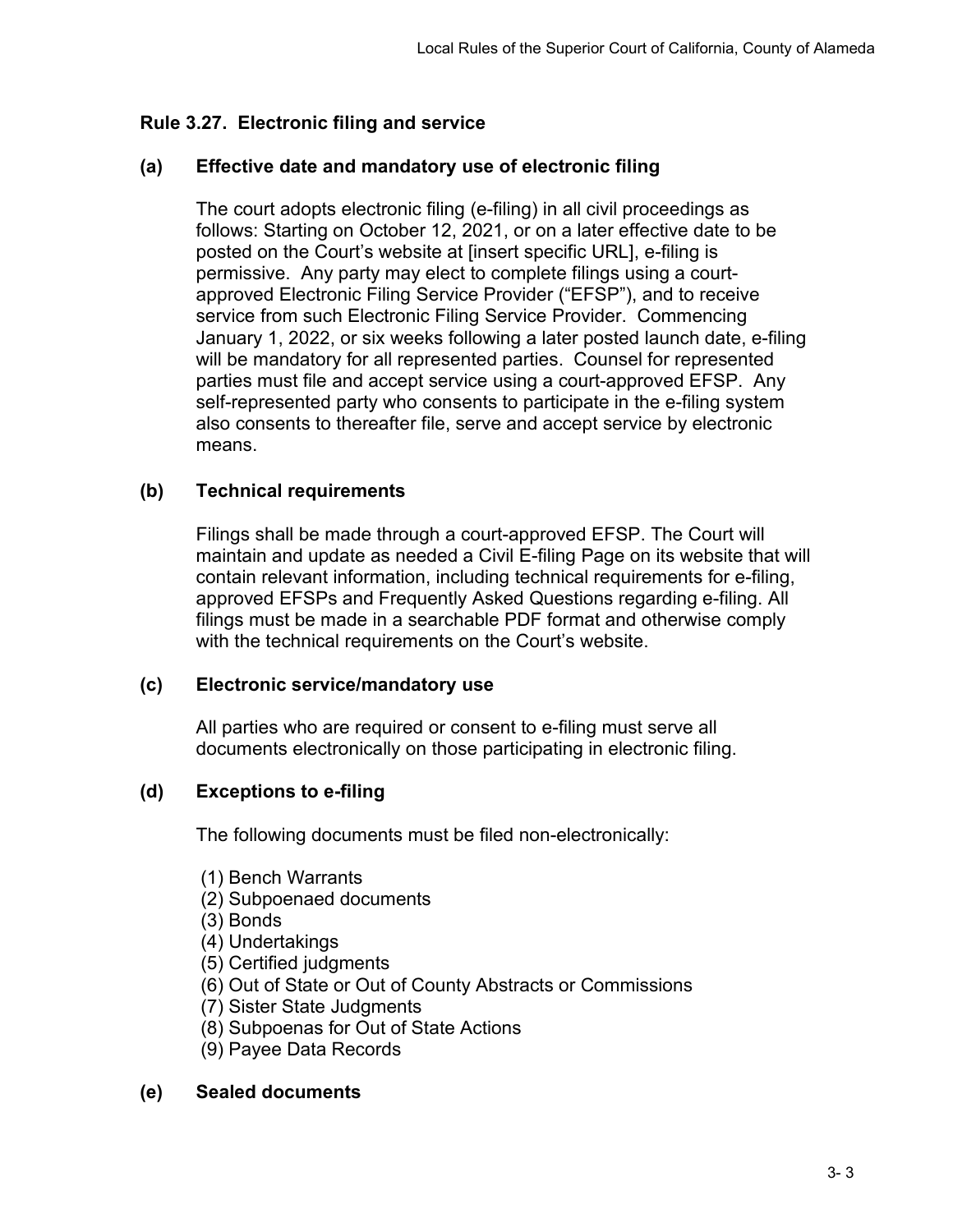## Rule 3.27. Electronic filing and service

### (a) Effective date and mandatory use of electronic filing

The court adopts electronic filing (e-filing) in all civil proceedings as follows: Starting on October 12, 2021, or on a later effective date to be posted on the Court's website at [insert specific URL], e-filing is permissive. Any party may elect to complete filings using a court-approved Electronic Filing Service Provider ("EFSP"), and to receive service from such Electronic Filing Service Provider. Commencing January 1, 2022, or six weeks following a later posted launch date, e-filing will be mandatory for all represented parties. Counsel for represented parties must file and accept service using a court-approved EFSP. Any self-represented party who consents to participate in the e-filing system also consents to thereafter file, serve and accept service by electronic means.

### (b) Technical requirements

Filings shall be made through a court-approved EFSP. The Court will maintain and update as needed a Civil E-filing Page on its website that will contain relevant information, including technical requirements for e-filing, approved EFSPs and Frequently Asked Questions regarding e-filing. All filings must be made in a searchable PDF format and otherwise comply with the technical requirements on the Court's website.

### (c) Electronic service/mandatory use

All parties who are required or consent to e-filing must serve all documents electronically on those participating in electronic filing.

### (d) Exceptions to e-filing

The following documents must be filed non-electronically:

(1) Bench Warrants
(2) Subpoenaed documents
(3) Bonds
(4) Undertakings
(5) Certified judgments
(6) Out of State or Out of County Abstracts or Commissions
(7) Sister State Judgments
(8) Subpoenas for Out of State Actions
(9) Payee Data Records

### (e) Sealed documents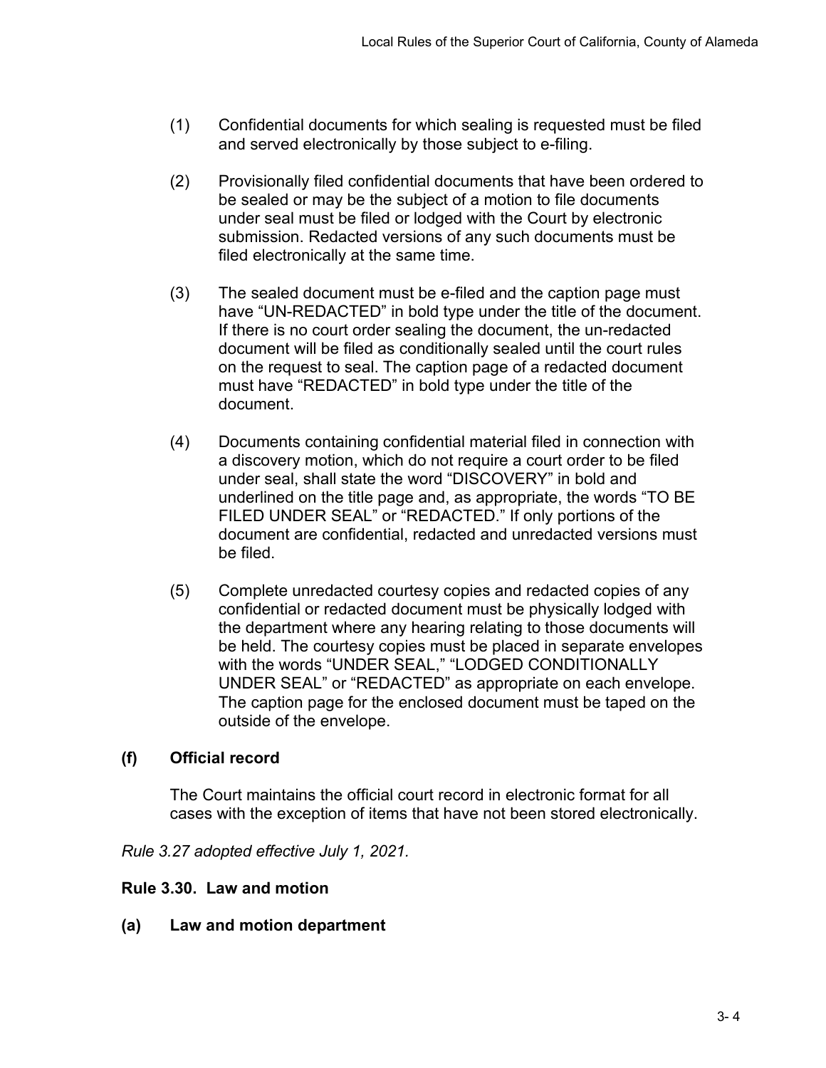(1) Confidential documents for which sealing is requested must be filed and served electronically by those subject to e-filing.

(2) Provisionally filed confidential documents that have been ordered to be sealed or may be the subject of a motion to file documents under seal must be filed or lodged with the Court by electronic submission. Redacted versions of any such documents must be filed electronically at the same time.

(3) The sealed document must be e-filed and the caption page must have "UN-REDACTED" in bold type under the title of the document. If there is no court order sealing the document, the un-redacted document will be filed as conditionally sealed until the court rules on the request to seal. The caption page of a redacted document must have "REDACTED" in bold type under the title of the document.

(4) Documents containing confidential material filed in connection with a discovery motion, which do not require a court order to be filed under seal, shall state the word "DISCOVERY" in bold and underlined on the title page and, as appropriate, the words "TO BE FILED UNDER SEAL" or "REDACTED." If only portions of the document are confidential, redacted and unredacted versions must be filed.

(5) Complete unredacted courtesy copies and redacted copies of any confidential or redacted document must be physically lodged with the department where any hearing relating to those documents will be held. The courtesy copies must be placed in separate envelopes with the words "UNDER SEAL," "LODGED CONDITIONALLY UNDER SEAL" or "REDACTED" as appropriate on each envelope. The caption page for the enclosed document must be taped on the outside of the envelope.

**(f) Official record**

The Court maintains the official court record in electronic format for all cases with the exception of items that have not been stored electronically.

*Rule 3.27 adopted effective July 1, 2021.*

### Rule 3.30. Law and motion

**(a) Law and motion department**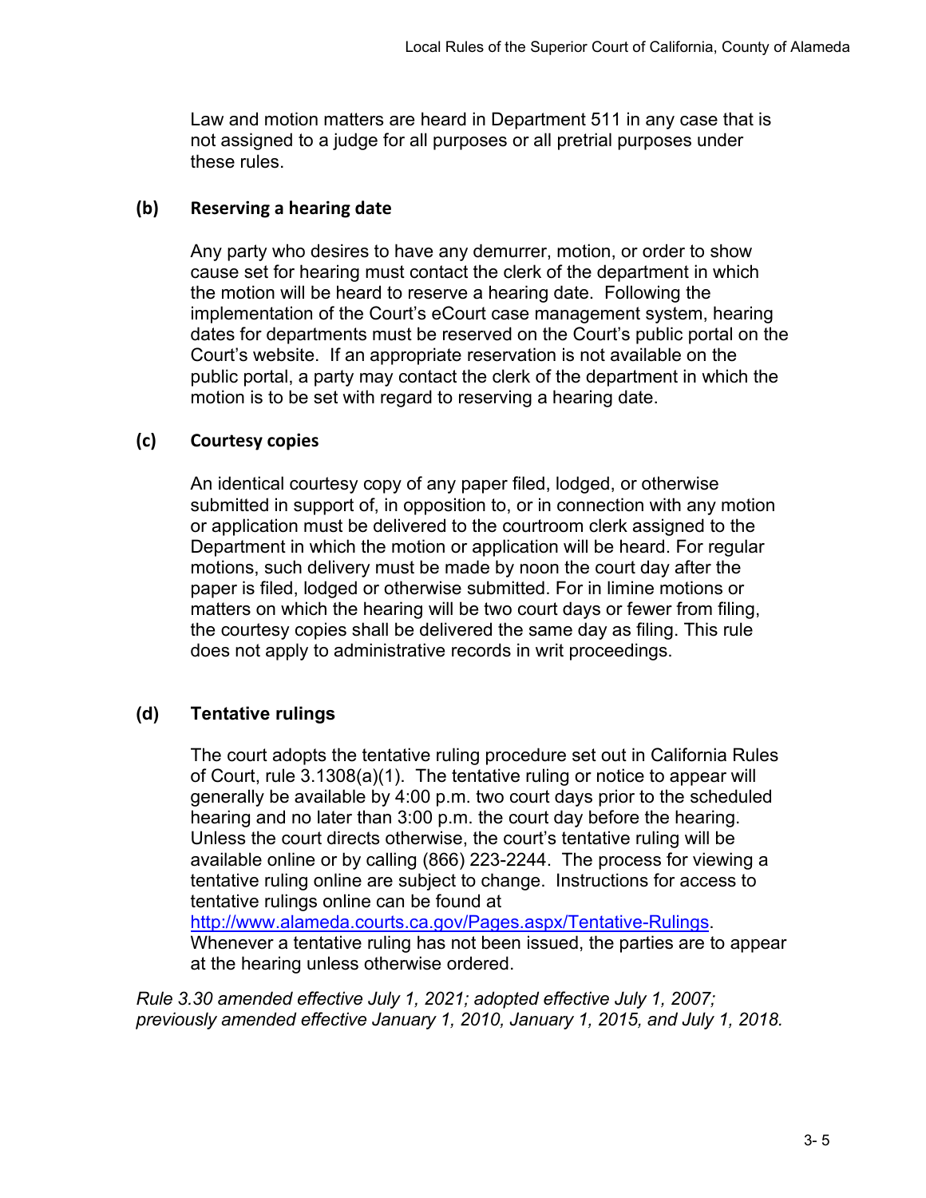Law and motion matters are heard in Department 511 in any case that is not assigned to a judge for all purposes or all pretrial purposes under these rules.

**(b) Reserving a hearing date**

Any party who desires to have any demurrer, motion, or order to show cause set for hearing must contact the clerk of the department in which the motion will be heard to reserve a hearing date. Following the implementation of the Court's eCourt case management system, hearing dates for departments must be reserved on the Court's public portal on the Court's website. If an appropriate reservation is not available on the public portal, a party may contact the clerk of the department in which the motion is to be set with regard to reserving a hearing date.

**(c) Courtesy copies**

An identical courtesy copy of any paper filed, lodged, or otherwise submitted in support of, in opposition to, or in connection with any motion or application must be delivered to the courtroom clerk assigned to the Department in which the motion or application will be heard. For regular motions, such delivery must be made by noon the court day after the paper is filed, lodged or otherwise submitted. For in limine motions or matters on which the hearing will be two court days or fewer from filing, the courtesy copies shall be delivered the same day as filing. This rule does not apply to administrative records in writ proceedings.

**(d) Tentative rulings**

The court adopts the tentative ruling procedure set out in California Rules of Court, rule 3.1308(a)(1). The tentative ruling or notice to appear will generally be available by 4:00 p.m. two court days prior to the scheduled hearing and no later than 3:00 p.m. the court day before the hearing. Unless the court directs otherwise, the court's tentative ruling will be available online or by calling (866) 223-2244. The process for viewing a tentative ruling online are subject to change. Instructions for access to tentative rulings online can be found at http://www.alameda.courts.ca.gov/Pages.aspx/Tentative-Rulings. Whenever a tentative ruling has not been issued, the parties are to appear at the hearing unless otherwise ordered.

*Rule 3.30 amended effective July 1, 2021; adopted effective July 1, 2007; previously amended effective January 1, 2010, January 1, 2015, and July 1, 2018.*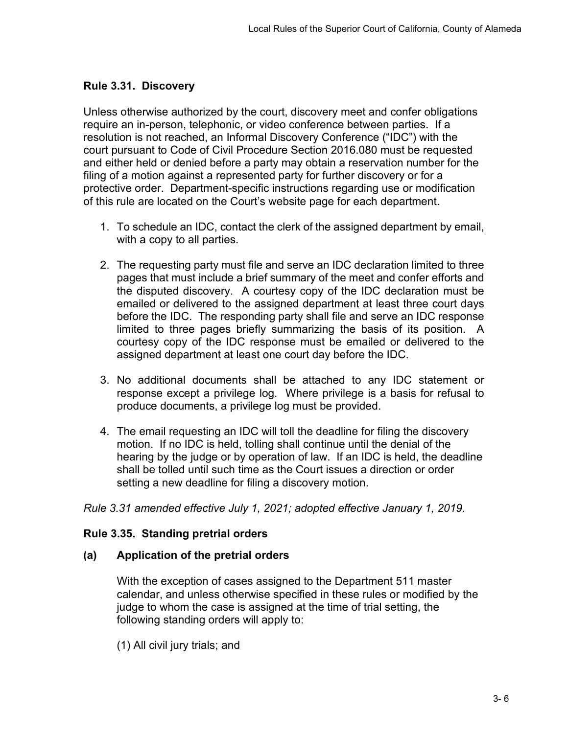### Rule 3.31. Discovery

Unless otherwise authorized by the court, discovery meet and confer obligations require an in-person, telephonic, or video conference between parties. If a resolution is not reached, an Informal Discovery Conference ("IDC") with the court pursuant to Code of Civil Procedure Section 2016.080 must be requested and either held or denied before a party may obtain a reservation number for the filing of a motion against a represented party for further discovery or for a protective order. Department-specific instructions regarding use or modification of this rule are located on the Court's website page for each department.

1. To schedule an IDC, contact the clerk of the assigned department by email, with a copy to all parties.

2. The requesting party must file and serve an IDC declaration limited to three pages that must include a brief summary of the meet and confer efforts and the disputed discovery. A courtesy copy of the IDC declaration must be emailed or delivered to the assigned department at least three court days before the IDC. The responding party shall file and serve an IDC response limited to three pages briefly summarizing the basis of its position. A courtesy copy of the IDC response must be emailed or delivered to the assigned department at least one court day before the IDC.

3. No additional documents shall be attached to any IDC statement or response except a privilege log. Where privilege is a basis for refusal to produce documents, a privilege log must be provided.

4. The email requesting an IDC will toll the deadline for filing the discovery motion. If no IDC is held, tolling shall continue until the denial of the hearing by the judge or by operation of law. If an IDC is held, the deadline shall be tolled until such time as the Court issues a direction or order setting a new deadline for filing a discovery motion.

*Rule 3.31 amended effective July 1, 2021; adopted effective January 1, 2019.*

### Rule 3.35. Standing pretrial orders

#### (a) Application of the pretrial orders

With the exception of cases assigned to the Department 511 master calendar, and unless otherwise specified in these rules or modified by the judge to whom the case is assigned at the time of trial setting, the following standing orders will apply to:

(1) All civil jury trials; and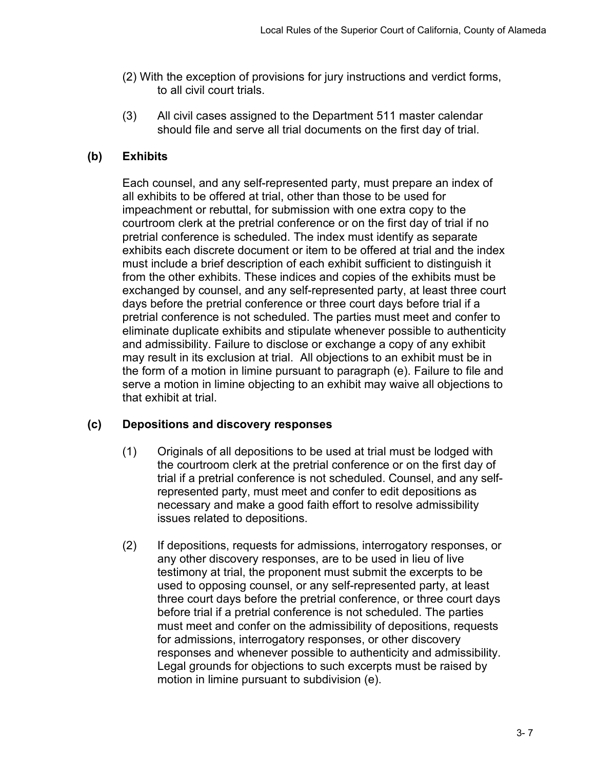(2) With the exception of provisions for jury instructions and verdict forms, to all civil court trials.

(3) All civil cases assigned to the Department 511 master calendar should file and serve all trial documents on the first day of trial.

**(b) Exhibits**

Each counsel, and any self-represented party, must prepare an index of all exhibits to be offered at trial, other than those to be used for impeachment or rebuttal, for submission with one extra copy to the courtroom clerk at the pretrial conference or on the first day of trial if no pretrial conference is scheduled. The index must identify as separate exhibits each discrete document or item to be offered at trial and the index must include a brief description of each exhibit sufficient to distinguish it from the other exhibits. These indices and copies of the exhibits must be exchanged by counsel, and any self-represented party, at least three court days before the pretrial conference or three court days before trial if a pretrial conference is not scheduled. The parties must meet and confer to eliminate duplicate exhibits and stipulate whenever possible to authenticity and admissibility. Failure to disclose or exchange a copy of any exhibit may result in its exclusion at trial. All objections to an exhibit must be in the form of a motion in limine pursuant to paragraph (e). Failure to file and serve a motion in limine objecting to an exhibit may waive all objections to that exhibit at trial.

**(c) Depositions and discovery responses**

(1) Originals of all depositions to be used at trial must be lodged with the courtroom clerk at the pretrial conference or on the first day of trial if a pretrial conference is not scheduled. Counsel, and any self-represented party, must meet and confer to edit depositions as necessary and make a good faith effort to resolve admissibility issues related to depositions.

(2) If depositions, requests for admissions, interrogatory responses, or any other discovery responses, are to be used in lieu of live testimony at trial, the proponent must submit the excerpts to be used to opposing counsel, or any self-represented party, at least three court days before the pretrial conference, or three court days before trial if a pretrial conference is not scheduled. The parties must meet and confer on the admissibility of depositions, requests for admissions, interrogatory responses, or other discovery responses and whenever possible to authenticity and admissibility. Legal grounds for objections to such excerpts must be raised by motion in limine pursuant to subdivision (e).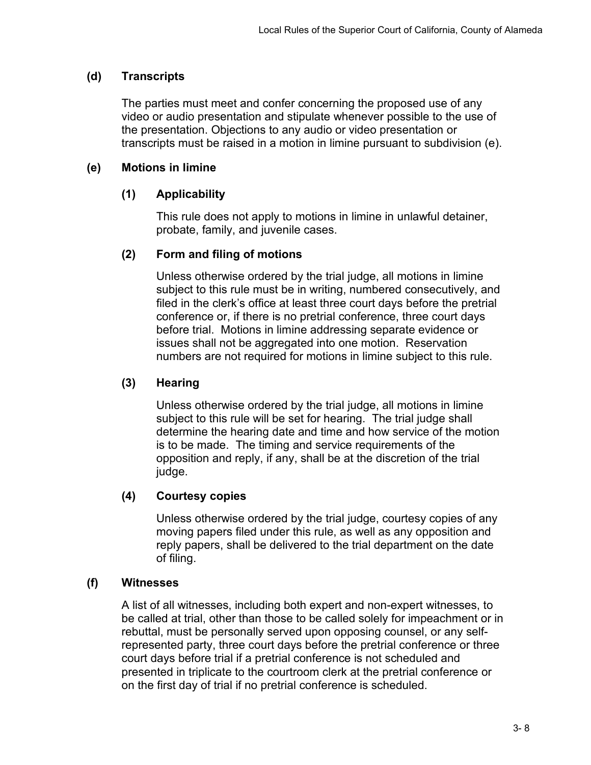### (d) Transcripts

The parties must meet and confer concerning the proposed use of any video or audio presentation and stipulate whenever possible to the use of the presentation. Objections to any audio or video presentation or transcripts must be raised in a motion in limine pursuant to subdivision (e).

### (e) Motions in limine

#### (1) Applicability

This rule does not apply to motions in limine in unlawful detainer, probate, family, and juvenile cases.

#### (2) Form and filing of motions

Unless otherwise ordered by the trial judge, all motions in limine subject to this rule must be in writing, numbered consecutively, and filed in the clerk's office at least three court days before the pretrial conference or, if there is no pretrial conference, three court days before trial. Motions in limine addressing separate evidence or issues shall not be aggregated into one motion. Reservation numbers are not required for motions in limine subject to this rule.

#### (3) Hearing

Unless otherwise ordered by the trial judge, all motions in limine subject to this rule will be set for hearing. The trial judge shall determine the hearing date and time and how service of the motion is to be made. The timing and service requirements of the opposition and reply, if any, shall be at the discretion of the trial judge.

#### (4) Courtesy copies

Unless otherwise ordered by the trial judge, courtesy copies of any moving papers filed under this rule, as well as any opposition and reply papers, shall be delivered to the trial department on the date of filing.

### (f) Witnesses

A list of all witnesses, including both expert and non-expert witnesses, to be called at trial, other than those to be called solely for impeachment or in rebuttal, must be personally served upon opposing counsel, or any self-represented party, three court days before the pretrial conference or three court days before trial if a pretrial conference is not scheduled and presented in triplicate to the courtroom clerk at the pretrial conference or on the first day of trial if no pretrial conference is scheduled.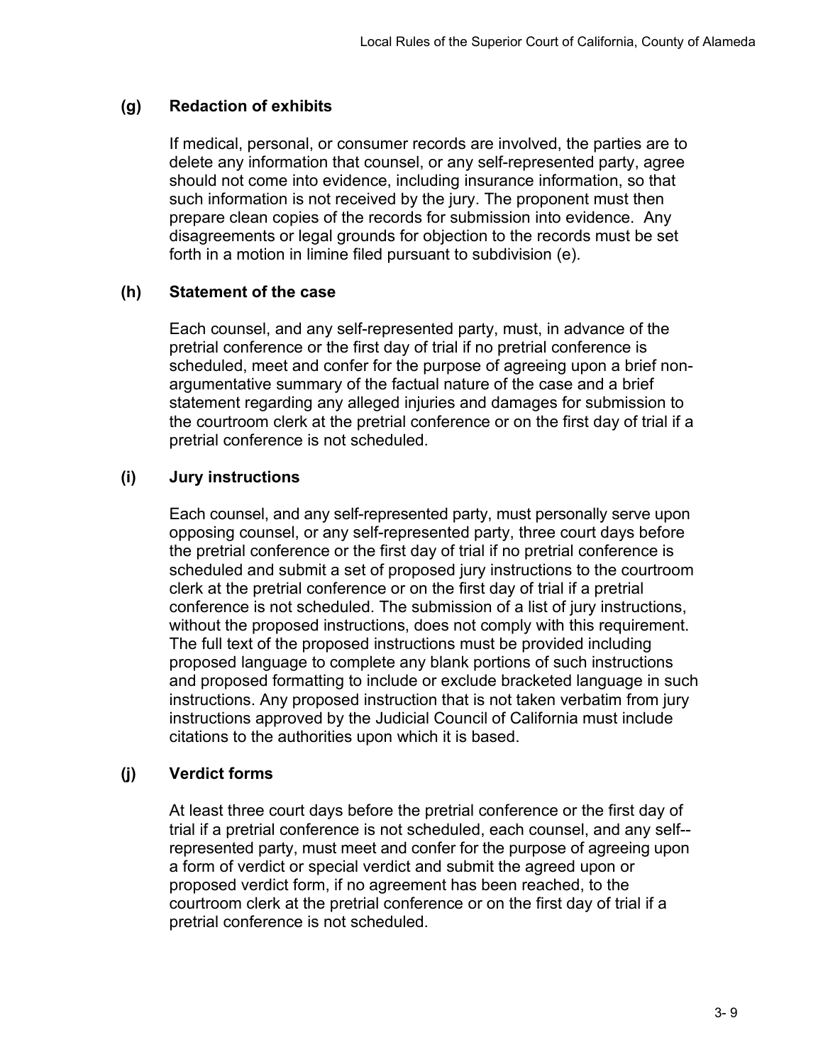### (g) Redaction of exhibits

If medical, personal, or consumer records are involved, the parties are to delete any information that counsel, or any self-represented party, agree should not come into evidence, including insurance information, so that such information is not received by the jury. The proponent must then prepare clean copies of the records for submission into evidence. Any disagreements or legal grounds for objection to the records must be set forth in a motion in limine filed pursuant to subdivision (e).

### (h) Statement of the case

Each counsel, and any self-represented party, must, in advance of the pretrial conference or the first day of trial if no pretrial conference is scheduled, meet and confer for the purpose of agreeing upon a brief non-argumentative summary of the factual nature of the case and a brief statement regarding any alleged injuries and damages for submission to the courtroom clerk at the pretrial conference or on the first day of trial if a pretrial conference is not scheduled.

### (i) Jury instructions

Each counsel, and any self-represented party, must personally serve upon opposing counsel, or any self-represented party, three court days before the pretrial conference or the first day of trial if no pretrial conference is scheduled and submit a set of proposed jury instructions to the courtroom clerk at the pretrial conference or on the first day of trial if a pretrial conference is not scheduled. The submission of a list of jury instructions, without the proposed instructions, does not comply with this requirement. The full text of the proposed instructions must be provided including proposed language to complete any blank portions of such instructions and proposed formatting to include or exclude bracketed language in such instructions. Any proposed instruction that is not taken verbatim from jury instructions approved by the Judicial Council of California must include citations to the authorities upon which it is based.

### (j) Verdict forms

At least three court days before the pretrial conference or the first day of trial if a pretrial conference is not scheduled, each counsel, and any self--represented party, must meet and confer for the purpose of agreeing upon a form of verdict or special verdict and submit the agreed upon or proposed verdict form, if no agreement has been reached, to the courtroom clerk at the pretrial conference or on the first day of trial if a pretrial conference is not scheduled.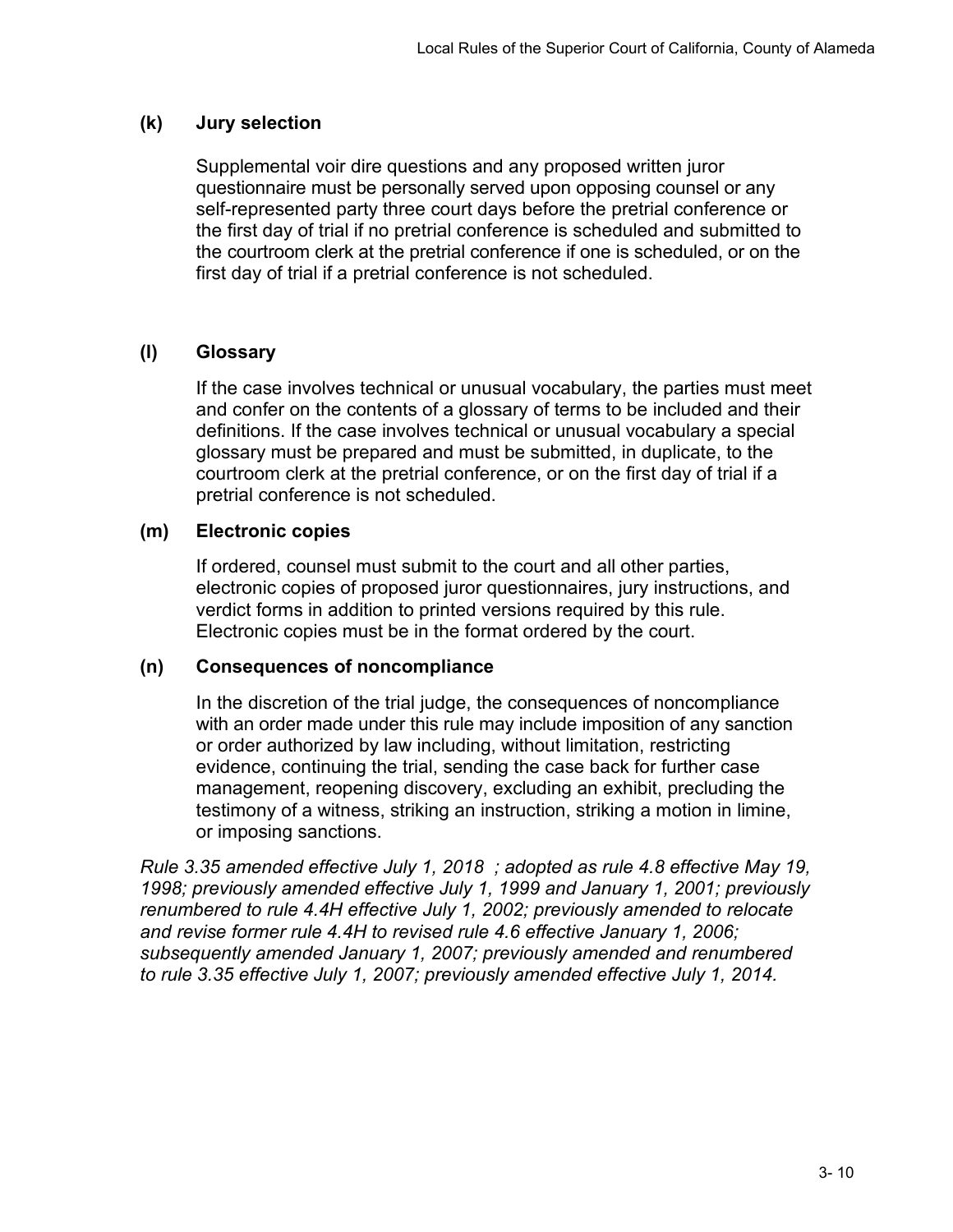**(k) Jury selection**

Supplemental voir dire questions and any proposed written juror questionnaire must be personally served upon opposing counsel or any self-represented party three court days before the pretrial conference or the first day of trial if no pretrial conference is scheduled and submitted to the courtroom clerk at the pretrial conference if one is scheduled, or on the first day of trial if a pretrial conference is not scheduled.

**(l) Glossary**

If the case involves technical or unusual vocabulary, the parties must meet and confer on the contents of a glossary of terms to be included and their definitions. If the case involves technical or unusual vocabulary a special glossary must be prepared and must be submitted, in duplicate, to the courtroom clerk at the pretrial conference, or on the first day of trial if a pretrial conference is not scheduled.

**(m) Electronic copies**

If ordered, counsel must submit to the court and all other parties, electronic copies of proposed juror questionnaires, jury instructions, and verdict forms in addition to printed versions required by this rule. Electronic copies must be in the format ordered by the court.

**(n) Consequences of noncompliance**

In the discretion of the trial judge, the consequences of noncompliance with an order made under this rule may include imposition of any sanction or order authorized by law including, without limitation, restricting evidence, continuing the trial, sending the case back for further case management, reopening discovery, excluding an exhibit, precluding the testimony of a witness, striking an instruction, striking a motion in limine, or imposing sanctions.

*Rule 3.35 amended effective July 1, 2018 ; adopted as rule 4.8 effective May 19, 1998; previously amended effective July 1, 1999 and January 1, 2001; previously renumbered to rule 4.4H effective July 1, 2002; previously amended to relocate and revise former rule 4.4H to revised rule 4.6 effective January 1, 2006; subsequently amended January 1, 2007; previously amended and renumbered to rule 3.35 effective July 1, 2007; previously amended effective July 1, 2014.*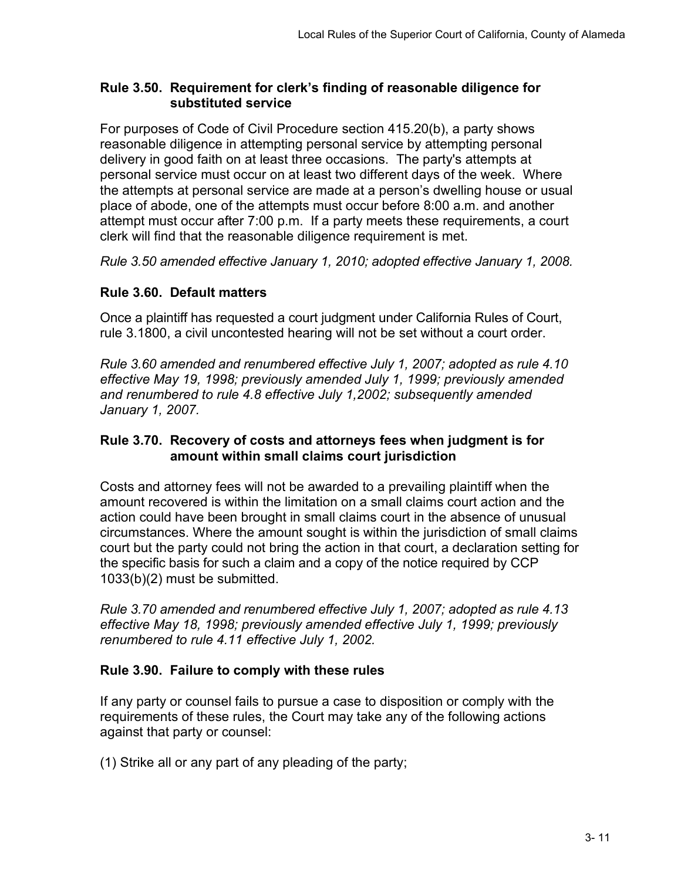### Rule 3.50. Requirement for clerk's finding of reasonable diligence for substituted service

For purposes of Code of Civil Procedure section 415.20(b), a party shows reasonable diligence in attempting personal service by attempting personal delivery in good faith on at least three occasions. The party's attempts at personal service must occur on at least two different days of the week. Where the attempts at personal service are made at a person's dwelling house or usual place of abode, one of the attempts must occur before 8:00 a.m. and another attempt must occur after 7:00 p.m. If a party meets these requirements, a court clerk will find that the reasonable diligence requirement is met.

*Rule 3.50 amended effective January 1, 2010; adopted effective January 1, 2008.*

### Rule 3.60. Default matters

Once a plaintiff has requested a court judgment under California Rules of Court, rule 3.1800, a civil uncontested hearing will not be set without a court order.

*Rule 3.60 amended and renumbered effective July 1, 2007; adopted as rule 4.10 effective May 19, 1998; previously amended July 1, 1999; previously amended and renumbered to rule 4.8 effective July 1,2002; subsequently amended January 1, 2007.*

### Rule 3.70. Recovery of costs and attorneys fees when judgment is for amount within small claims court jurisdiction

Costs and attorney fees will not be awarded to a prevailing plaintiff when the amount recovered is within the limitation on a small claims court action and the action could have been brought in small claims court in the absence of unusual circumstances. Where the amount sought is within the jurisdiction of small claims court but the party could not bring the action in that court, a declaration setting for the specific basis for such a claim and a copy of the notice required by CCP 1033(b)(2) must be submitted.

*Rule 3.70 amended and renumbered effective July 1, 2007; adopted as rule 4.13 effective May 18, 1998; previously amended effective July 1, 1999; previously renumbered to rule 4.11 effective July 1, 2002.*

### Rule 3.90. Failure to comply with these rules

If any party or counsel fails to pursue a case to disposition or comply with the requirements of these rules, the Court may take any of the following actions against that party or counsel:

(1) Strike all or any part of any pleading of the party;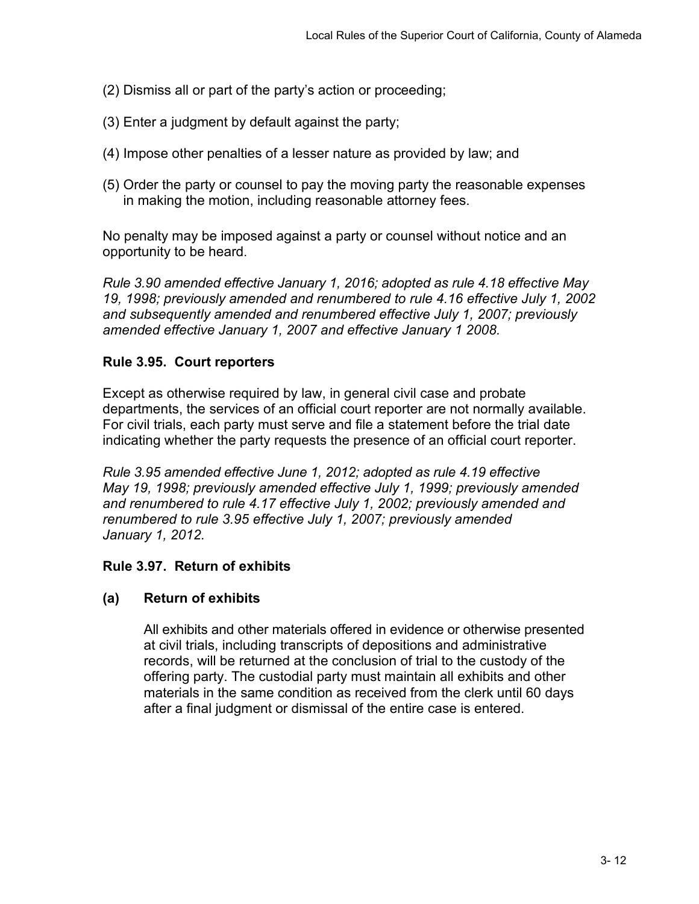(2) Dismiss all or part of the party's action or proceeding;

(3) Enter a judgment by default against the party;

(4) Impose other penalties of a lesser nature as provided by law; and

(5) Order the party or counsel to pay the moving party the reasonable expenses in making the motion, including reasonable attorney fees.

No penalty may be imposed against a party or counsel without notice and an opportunity to be heard.

*Rule 3.90 amended effective January 1, 2016; adopted as rule 4.18 effective May 19, 1998; previously amended and renumbered to rule 4.16 effective July 1, 2002 and subsequently amended and renumbered effective July 1, 2007; previously amended effective January 1, 2007 and effective January 1 2008.*

### Rule 3.95. Court reporters

Except as otherwise required by law, in general civil case and probate departments, the services of an official court reporter are not normally available. For civil trials, each party must serve and file a statement before the trial date indicating whether the party requests the presence of an official court reporter.

*Rule 3.95 amended effective June 1, 2012; adopted as rule 4.19 effective May 19, 1998; previously amended effective July 1, 1999; previously amended and renumbered to rule 4.17 effective July 1, 2002; previously amended and renumbered to rule 3.95 effective July 1, 2007; previously amended January 1, 2012.*

### Rule 3.97. Return of exhibits

**(a) Return of exhibits**

All exhibits and other materials offered in evidence or otherwise presented at civil trials, including transcripts of depositions and administrative records, will be returned at the conclusion of trial to the custody of the offering party. The custodial party must maintain all exhibits and other materials in the same condition as received from the clerk until 60 days after a final judgment or dismissal of the entire case is entered.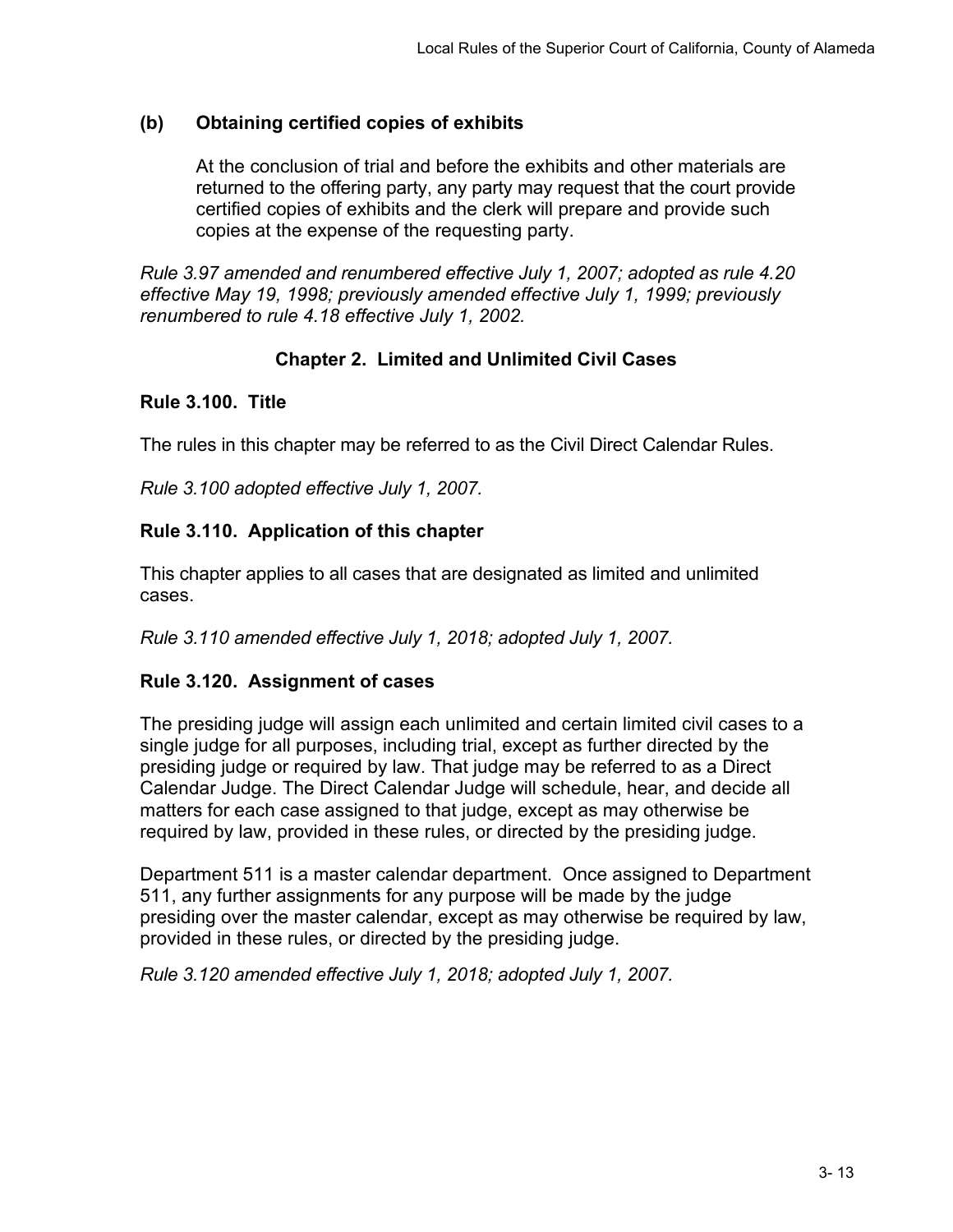### (b) Obtaining certified copies of exhibits

At the conclusion of trial and before the exhibits and other materials are returned to the offering party, any party may request that the court provide certified copies of exhibits and the clerk will prepare and provide such copies at the expense of the requesting party.

*Rule 3.97 amended and renumbered effective July 1, 2007; adopted as rule 4.20 effective May 19, 1998; previously amended effective July 1, 1999; previously renumbered to rule 4.18 effective July 1, 2002.*

## Chapter 2. Limited and Unlimited Civil Cases

### Rule 3.100. Title

The rules in this chapter may be referred to as the Civil Direct Calendar Rules.

*Rule 3.100 adopted effective July 1, 2007.*

### Rule 3.110. Application of this chapter

This chapter applies to all cases that are designated as limited and unlimited cases.

*Rule 3.110 amended effective July 1, 2018; adopted July 1, 2007.*

### Rule 3.120. Assignment of cases

The presiding judge will assign each unlimited and certain limited civil cases to a single judge for all purposes, including trial, except as further directed by the presiding judge or required by law. That judge may be referred to as a Direct Calendar Judge. The Direct Calendar Judge will schedule, hear, and decide all matters for each case assigned to that judge, except as may otherwise be required by law, provided in these rules, or directed by the presiding judge.

Department 511 is a master calendar department. Once assigned to Department 511, any further assignments for any purpose will be made by the judge presiding over the master calendar, except as may otherwise be required by law, provided in these rules, or directed by the presiding judge.

*Rule 3.120 amended effective July 1, 2018; adopted July 1, 2007.*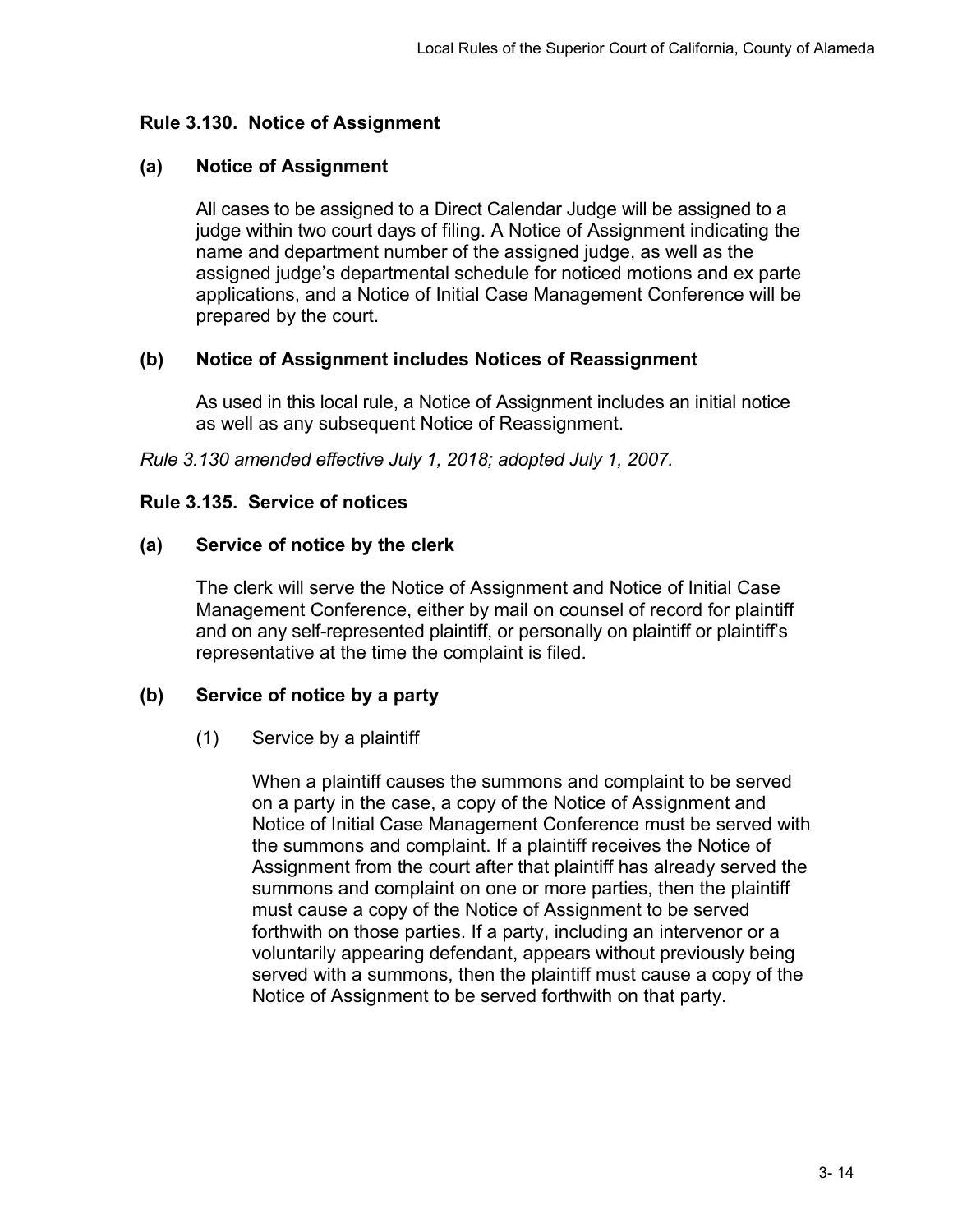### Rule 3.130. Notice of Assignment

#### (a) Notice of Assignment

All cases to be assigned to a Direct Calendar Judge will be assigned to a judge within two court days of filing. A Notice of Assignment indicating the name and department number of the assigned judge, as well as the assigned judge's departmental schedule for noticed motions and ex parte applications, and a Notice of Initial Case Management Conference will be prepared by the court.

#### (b) Notice of Assignment includes Notices of Reassignment

As used in this local rule, a Notice of Assignment includes an initial notice as well as any subsequent Notice of Reassignment.

*Rule 3.130 amended effective July 1, 2018; adopted July 1, 2007.*

### Rule 3.135. Service of notices

#### (a) Service of notice by the clerk

The clerk will serve the Notice of Assignment and Notice of Initial Case Management Conference, either by mail on counsel of record for plaintiff and on any self-represented plaintiff, or personally on plaintiff or plaintiff's representative at the time the complaint is filed.

#### (b) Service of notice by a party

(1) Service by a plaintiff

When a plaintiff causes the summons and complaint to be served on a party in the case, a copy of the Notice of Assignment and Notice of Initial Case Management Conference must be served with the summons and complaint. If a plaintiff receives the Notice of Assignment from the court after that plaintiff has already served the summons and complaint on one or more parties, then the plaintiff must cause a copy of the Notice of Assignment to be served forthwith on those parties. If a party, including an intervenor or a voluntarily appearing defendant, appears without previously being served with a summons, then the plaintiff must cause a copy of the Notice of Assignment to be served forthwith on that party.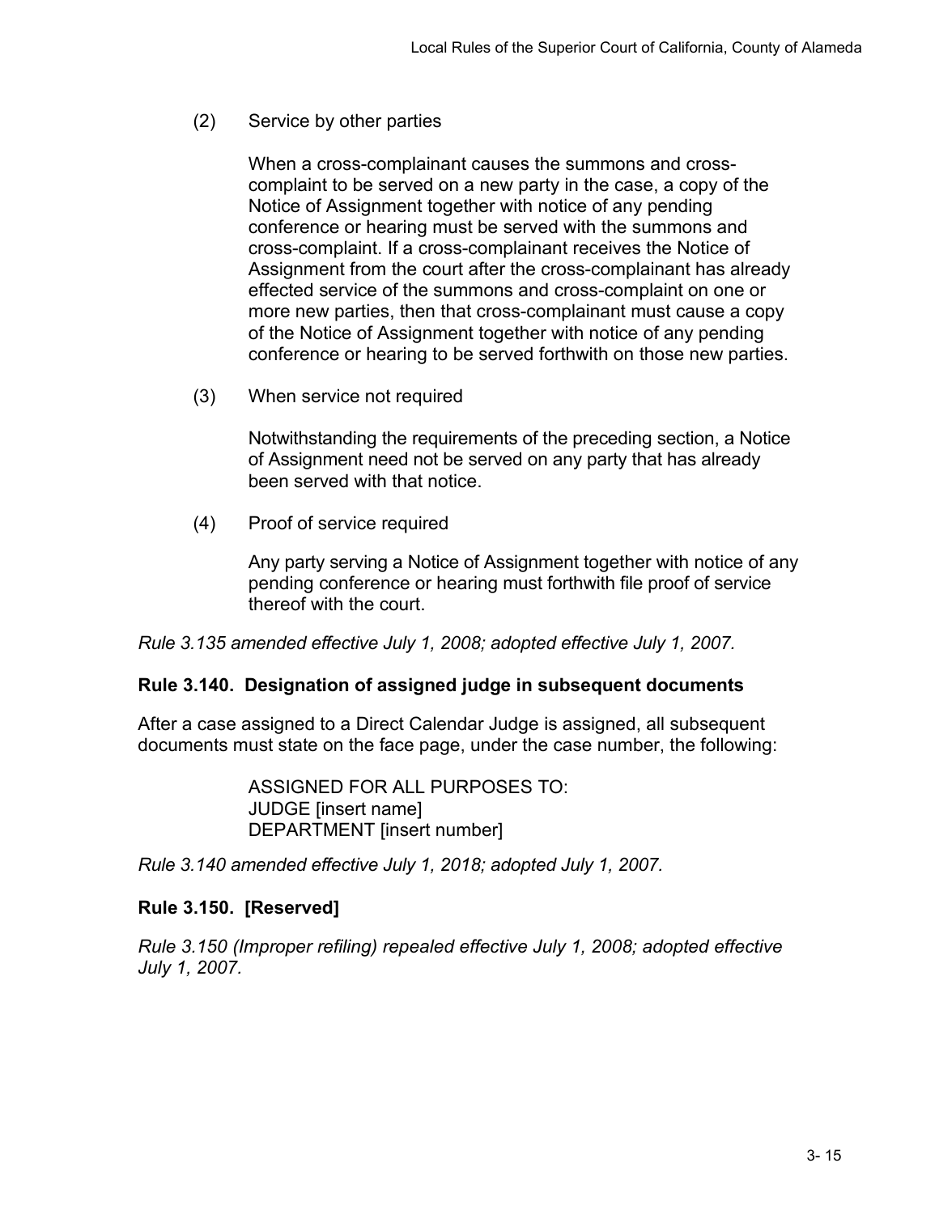(2) Service by other parties

When a cross-complainant causes the summons and cross-complaint to be served on a new party in the case, a copy of the Notice of Assignment together with notice of any pending conference or hearing must be served with the summons and cross-complaint. If a cross-complainant receives the Notice of Assignment from the court after the cross-complainant has already effected service of the summons and cross-complaint on one or more new parties, then that cross-complainant must cause a copy of the Notice of Assignment together with notice of any pending conference or hearing to be served forthwith on those new parties.

(3) When service not required

Notwithstanding the requirements of the preceding section, a Notice of Assignment need not be served on any party that has already been served with that notice.

(4) Proof of service required

Any party serving a Notice of Assignment together with notice of any pending conference or hearing must forthwith file proof of service thereof with the court.

*Rule 3.135 amended effective July 1, 2008; adopted effective July 1, 2007.*

### Rule 3.140. Designation of assigned judge in subsequent documents

After a case assigned to a Direct Calendar Judge is assigned, all subsequent documents must state on the face page, under the case number, the following:

ASSIGNED FOR ALL PURPOSES TO:
JUDGE [insert name]
DEPARTMENT [insert number]

*Rule 3.140 amended effective July 1, 2018; adopted July 1, 2007.*

### Rule 3.150. [Reserved]

*Rule 3.150 (Improper refiling) repealed effective July 1, 2008; adopted effective July 1, 2007.*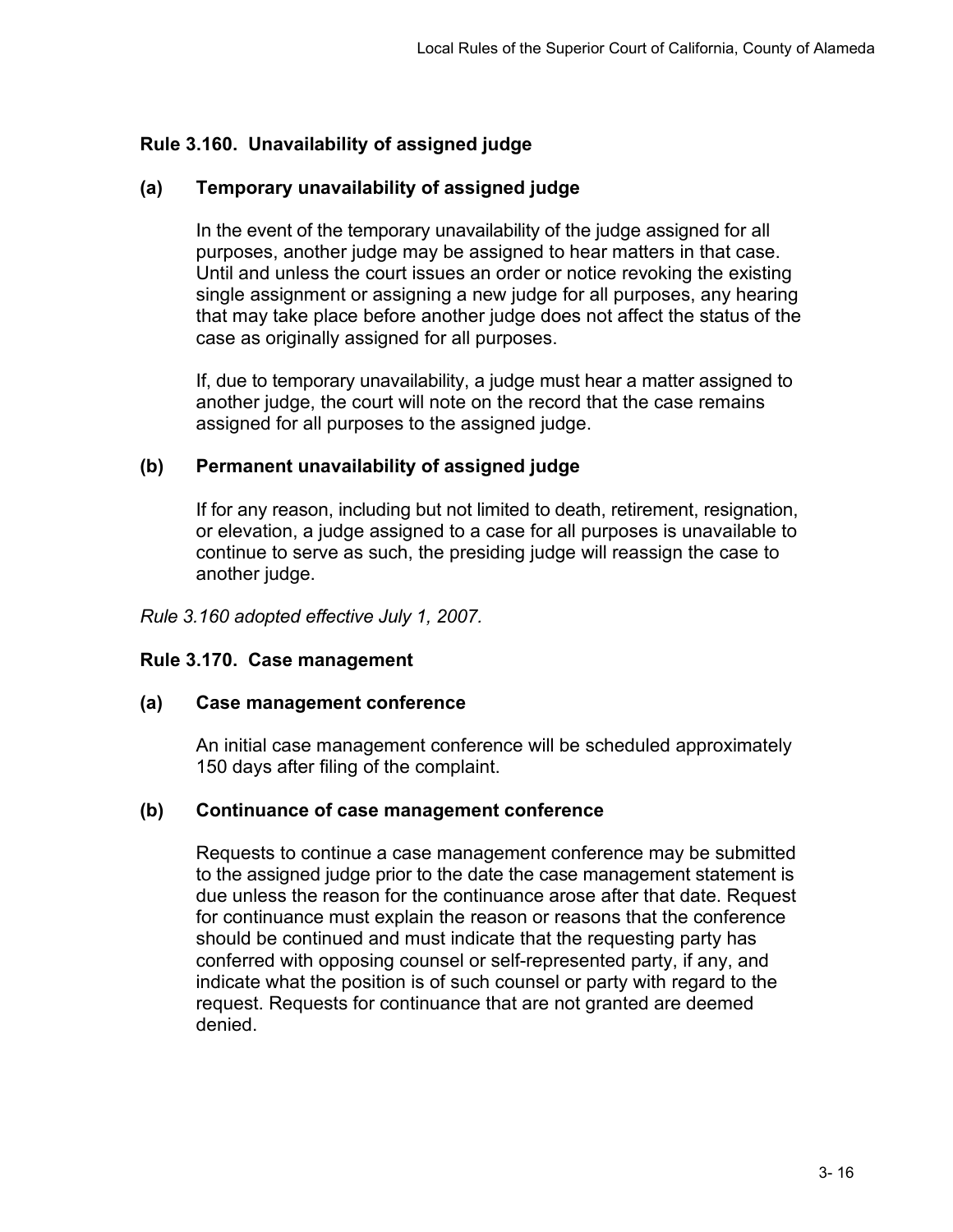### Rule 3.160. Unavailability of assigned judge

**(a) Temporary unavailability of assigned judge**

In the event of the temporary unavailability of the judge assigned for all purposes, another judge may be assigned to hear matters in that case. Until and unless the court issues an order or notice revoking the existing single assignment or assigning a new judge for all purposes, any hearing that may take place before another judge does not affect the status of the case as originally assigned for all purposes.

If, due to temporary unavailability, a judge must hear a matter assigned to another judge, the court will note on the record that the case remains assigned for all purposes to the assigned judge.

**(b) Permanent unavailability of assigned judge**

If for any reason, including but not limited to death, retirement, resignation, or elevation, a judge assigned to a case for all purposes is unavailable to continue to serve as such, the presiding judge will reassign the case to another judge.

*Rule 3.160 adopted effective July 1, 2007.*

### Rule 3.170. Case management

**(a) Case management conference**

An initial case management conference will be scheduled approximately 150 days after filing of the complaint.

**(b) Continuance of case management conference**

Requests to continue a case management conference may be submitted to the assigned judge prior to the date the case management statement is due unless the reason for the continuance arose after that date. Request for continuance must explain the reason or reasons that the conference should be continued and must indicate that the requesting party has conferred with opposing counsel or self-represented party, if any, and indicate what the position is of such counsel or party with regard to the request. Requests for continuance that are not granted are deemed denied.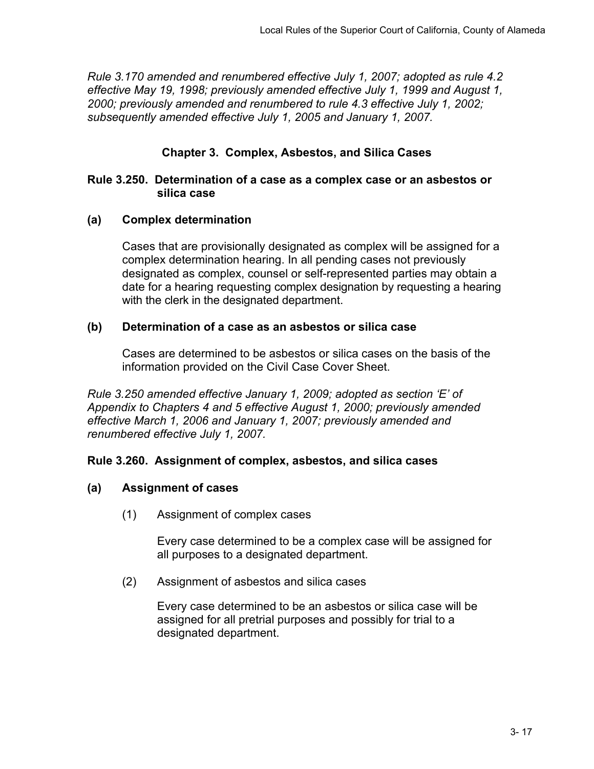*Rule 3.170 amended and renumbered effective July 1, 2007; adopted as rule 4.2 effective May 19, 1998; previously amended effective July 1, 1999 and August 1, 2000; previously amended and renumbered to rule 4.3 effective July 1, 2002; subsequently amended effective July 1, 2005 and January 1, 2007.*

## Chapter 3. Complex, Asbestos, and Silica Cases

### Rule 3.250. Determination of a case as a complex case or an asbestos or silica case

**(a) Complex determination**

Cases that are provisionally designated as complex will be assigned for a complex determination hearing. In all pending cases not previously designated as complex, counsel or self-represented parties may obtain a date for a hearing requesting complex designation by requesting a hearing with the clerk in the designated department.

**(b) Determination of a case as an asbestos or silica case**

Cases are determined to be asbestos or silica cases on the basis of the information provided on the Civil Case Cover Sheet.

*Rule 3.250 amended effective January 1, 2009; adopted as section 'E' of Appendix to Chapters 4 and 5 effective August 1, 2000; previously amended effective March 1, 2006 and January 1, 2007; previously amended and renumbered effective July 1, 2007.*

### Rule 3.260. Assignment of complex, asbestos, and silica cases

**(a) Assignment of cases**

(1) Assignment of complex cases

Every case determined to be a complex case will be assigned for all purposes to a designated department.

(2) Assignment of asbestos and silica cases

Every case determined to be an asbestos or silica case will be assigned for all pretrial purposes and possibly for trial to a designated department.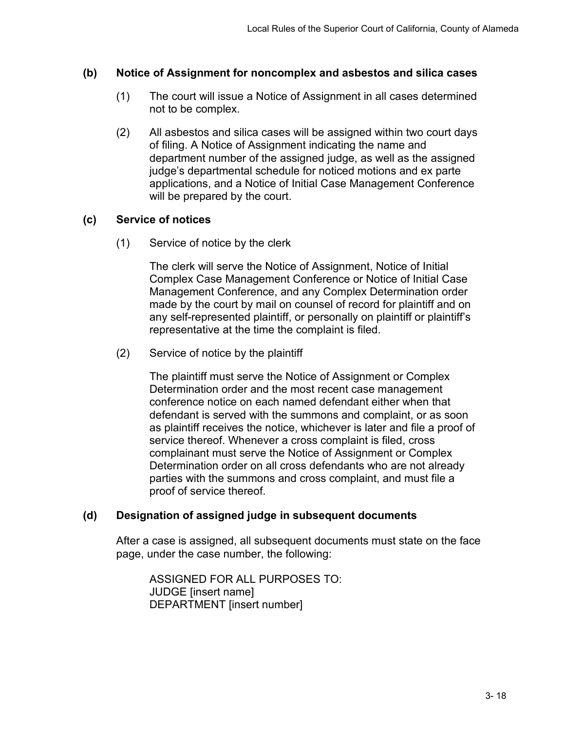**(b) Notice of Assignment for noncomplex and asbestos and silica cases**

(1) The court will issue a Notice of Assignment in all cases determined not to be complex.

(2) All asbestos and silica cases will be assigned within two court days of filing. A Notice of Assignment indicating the name and department number of the assigned judge, as well as the assigned judge's departmental schedule for noticed motions and ex parte applications, and a Notice of Initial Case Management Conference will be prepared by the court.

**(c) Service of notices**

(1) Service of notice by the clerk

The clerk will serve the Notice of Assignment, Notice of Initial Complex Case Management Conference or Notice of Initial Case Management Conference, and any Complex Determination order made by the court by mail on counsel of record for plaintiff and on any self-represented plaintiff, or personally on plaintiff or plaintiff's representative at the time the complaint is filed.

(2) Service of notice by the plaintiff

The plaintiff must serve the Notice of Assignment or Complex Determination order and the most recent case management conference notice on each named defendant either when that defendant is served with the summons and complaint, or as soon as plaintiff receives the notice, whichever is later and file a proof of service thereof. Whenever a cross complaint is filed, cross complainant must serve the Notice of Assignment or Complex Determination order on all cross defendants who are not already parties with the summons and cross complaint, and must file a proof of service thereof.

**(d) Designation of assigned judge in subsequent documents**

After a case is assigned, all subsequent documents must state on the face page, under the case number, the following:

ASSIGNED FOR ALL PURPOSES TO:
JUDGE [insert name]
DEPARTMENT [insert number]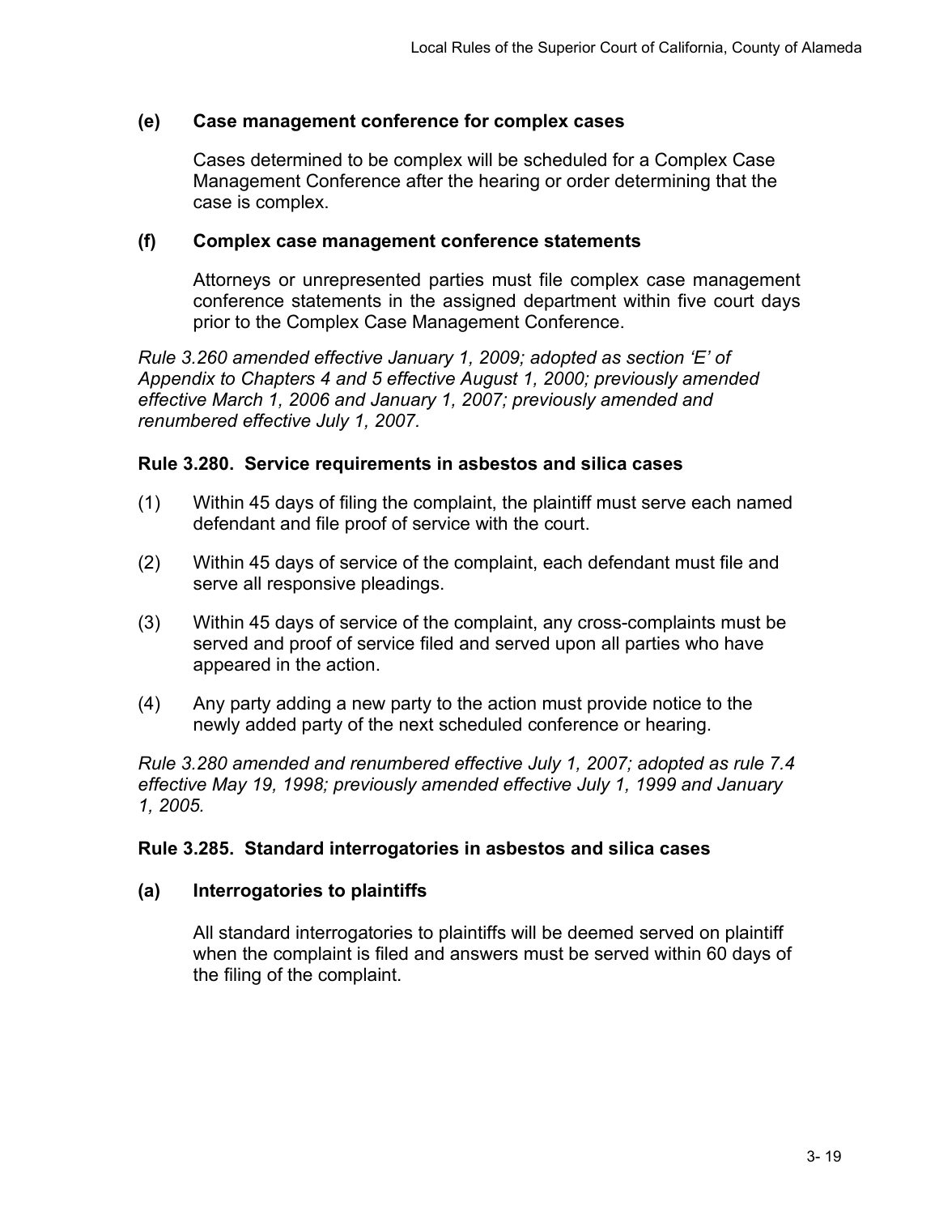**(e) Case management conference for complex cases**

Cases determined to be complex will be scheduled for a Complex Case Management Conference after the hearing or order determining that the case is complex.

**(f) Complex case management conference statements**

Attorneys or unrepresented parties must file complex case management conference statements in the assigned department within five court days prior to the Complex Case Management Conference.

*Rule 3.260 amended effective January 1, 2009; adopted as section 'E' of Appendix to Chapters 4 and 5 effective August 1, 2000; previously amended effective March 1, 2006 and January 1, 2007; previously amended and renumbered effective July 1, 2007.*

### Rule 3.280. Service requirements in asbestos and silica cases

(1) Within 45 days of filing the complaint, the plaintiff must serve each named defendant and file proof of service with the court.

(2) Within 45 days of service of the complaint, each defendant must file and serve all responsive pleadings.

(3) Within 45 days of service of the complaint, any cross-complaints must be served and proof of service filed and served upon all parties who have appeared in the action.

(4) Any party adding a new party to the action must provide notice to the newly added party of the next scheduled conference or hearing.

*Rule 3.280 amended and renumbered effective July 1, 2007; adopted as rule 7.4 effective May 19, 1998; previously amended effective July 1, 1999 and January 1, 2005.*

### Rule 3.285. Standard interrogatories in asbestos and silica cases

**(a) Interrogatories to plaintiffs**

All standard interrogatories to plaintiffs will be deemed served on plaintiff when the complaint is filed and answers must be served within 60 days of the filing of the complaint.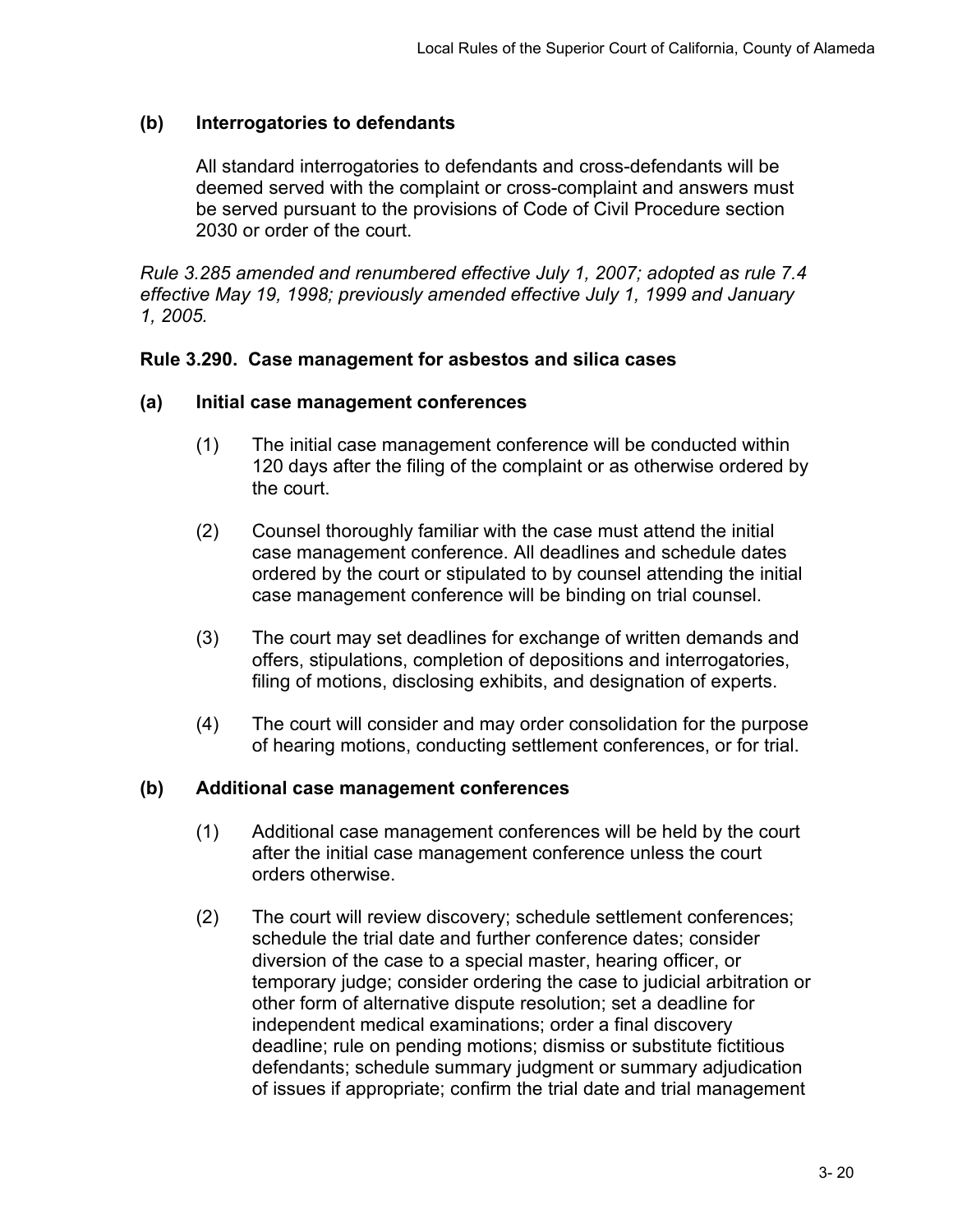**(b) Interrogatories to defendants**

All standard interrogatories to defendants and cross-defendants will be deemed served with the complaint or cross-complaint and answers must be served pursuant to the provisions of Code of Civil Procedure section 2030 or order of the court.

*Rule 3.285 amended and renumbered effective July 1, 2007; adopted as rule 7.4 effective May 19, 1998; previously amended effective July 1, 1999 and January 1, 2005.*

### Rule 3.290. Case management for asbestos and silica cases

**(a) Initial case management conferences**

(1) The initial case management conference will be conducted within 120 days after the filing of the complaint or as otherwise ordered by the court.

(2) Counsel thoroughly familiar with the case must attend the initial case management conference. All deadlines and schedule dates ordered by the court or stipulated to by counsel attending the initial case management conference will be binding on trial counsel.

(3) The court may set deadlines for exchange of written demands and offers, stipulations, completion of depositions and interrogatories, filing of motions, disclosing exhibits, and designation of experts.

(4) The court will consider and may order consolidation for the purpose of hearing motions, conducting settlement conferences, or for trial.

**(b) Additional case management conferences**

(1) Additional case management conferences will be held by the court after the initial case management conference unless the court orders otherwise.

(2) The court will review discovery; schedule settlement conferences; schedule the trial date and further conference dates; consider diversion of the case to a special master, hearing officer, or temporary judge; consider ordering the case to judicial arbitration or other form of alternative dispute resolution; set a deadline for independent medical examinations; order a final discovery deadline; rule on pending motions; dismiss or substitute fictitious defendants; schedule summary judgment or summary adjudication of issues if appropriate; confirm the trial date and trial management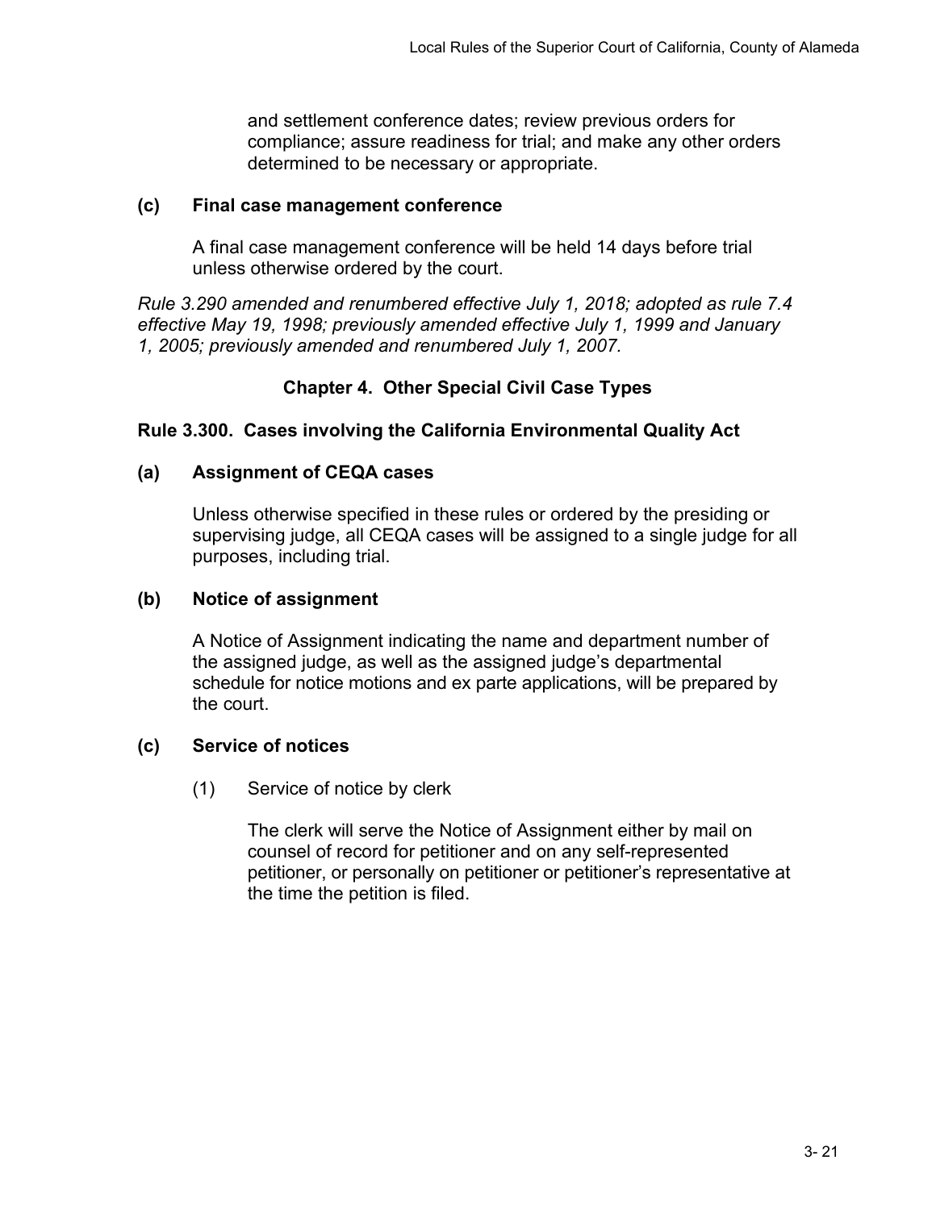and settlement conference dates; review previous orders for compliance; assure readiness for trial; and make any other orders determined to be necessary or appropriate.

**(c) Final case management conference**

A final case management conference will be held 14 days before trial unless otherwise ordered by the court.

*Rule 3.290 amended and renumbered effective July 1, 2018; adopted as rule 7.4 effective May 19, 1998; previously amended effective July 1, 1999 and January 1, 2005; previously amended and renumbered July 1, 2007.*

## Chapter 4. Other Special Civil Case Types

### Rule 3.300. Cases involving the California Environmental Quality Act

**(a) Assignment of CEQA cases**

Unless otherwise specified in these rules or ordered by the presiding or supervising judge, all CEQA cases will be assigned to a single judge for all purposes, including trial.

**(b) Notice of assignment**

A Notice of Assignment indicating the name and department number of the assigned judge, as well as the assigned judge's departmental schedule for notice motions and ex parte applications, will be prepared by the court.

**(c) Service of notices**

(1) Service of notice by clerk

The clerk will serve the Notice of Assignment either by mail on counsel of record for petitioner and on any self-represented petitioner, or personally on petitioner or petitioner's representative at the time the petition is filed.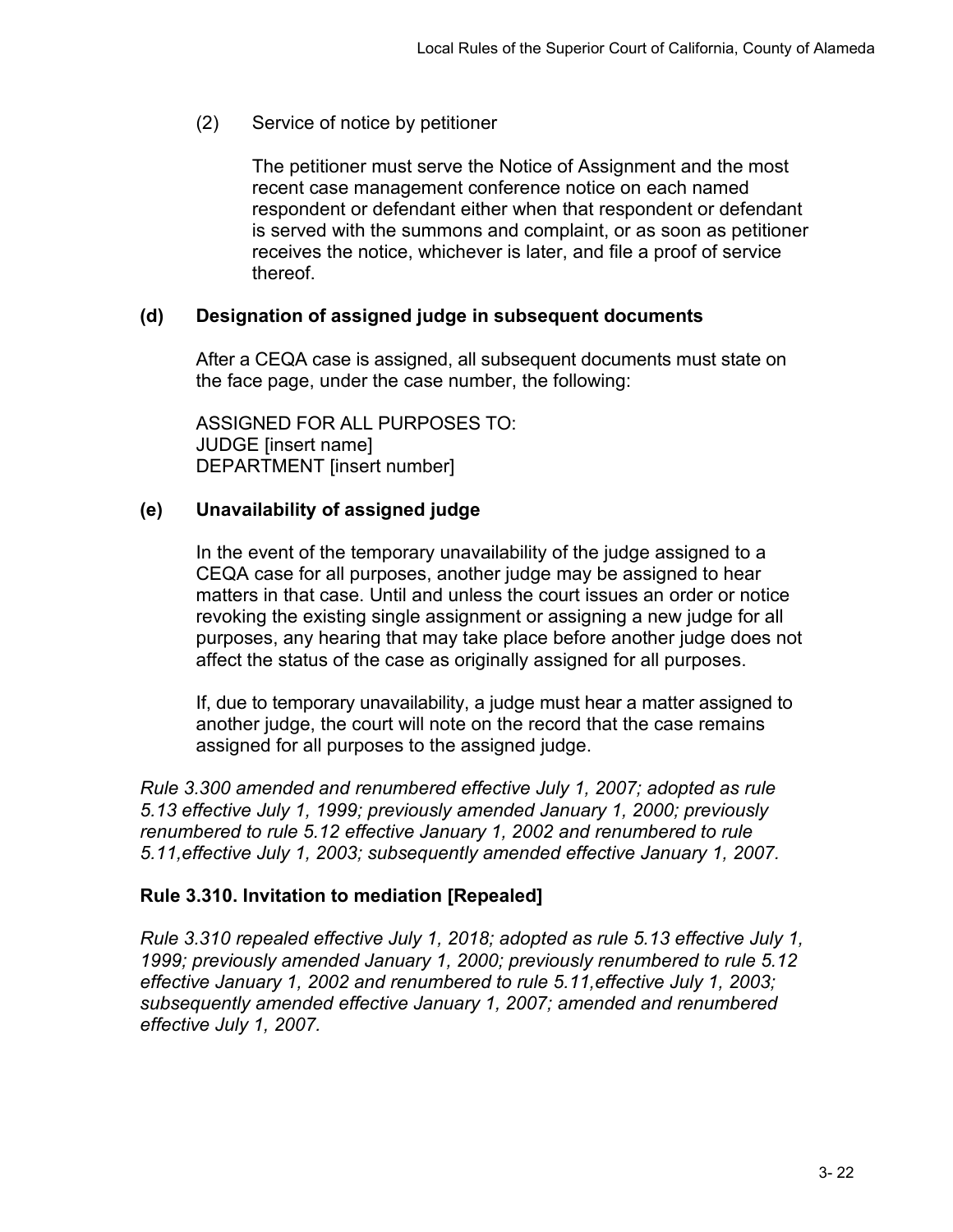(2) Service of notice by petitioner

The petitioner must serve the Notice of Assignment and the most recent case management conference notice on each named respondent or defendant either when that respondent or defendant is served with the summons and complaint, or as soon as petitioner receives the notice, whichever is later, and file a proof of service thereof.

**(d) Designation of assigned judge in subsequent documents**

After a CEQA case is assigned, all subsequent documents must state on the face page, under the case number, the following:

ASSIGNED FOR ALL PURPOSES TO:
JUDGE [insert name]
DEPARTMENT [insert number]

**(e) Unavailability of assigned judge**

In the event of the temporary unavailability of the judge assigned to a CEQA case for all purposes, another judge may be assigned to hear matters in that case. Until and unless the court issues an order or notice revoking the existing single assignment or assigning a new judge for all purposes, any hearing that may take place before another judge does not affect the status of the case as originally assigned for all purposes.

If, due to temporary unavailability, a judge must hear a matter assigned to another judge, the court will note on the record that the case remains assigned for all purposes to the assigned judge.

*Rule 3.300 amended and renumbered effective July 1, 2007; adopted as rule 5.13 effective July 1, 1999; previously amended January 1, 2000; previously renumbered to rule 5.12 effective January 1, 2002 and renumbered to rule 5.11,effective July 1, 2003; subsequently amended effective January 1, 2007.*

### Rule 3.310. Invitation to mediation [Repealed]

*Rule 3.310 repealed effective July 1, 2018; adopted as rule 5.13 effective July 1, 1999; previously amended January 1, 2000; previously renumbered to rule 5.12 effective January 1, 2002 and renumbered to rule 5.11,effective July 1, 2003; subsequently amended effective January 1, 2007; amended and renumbered effective July 1, 2007.*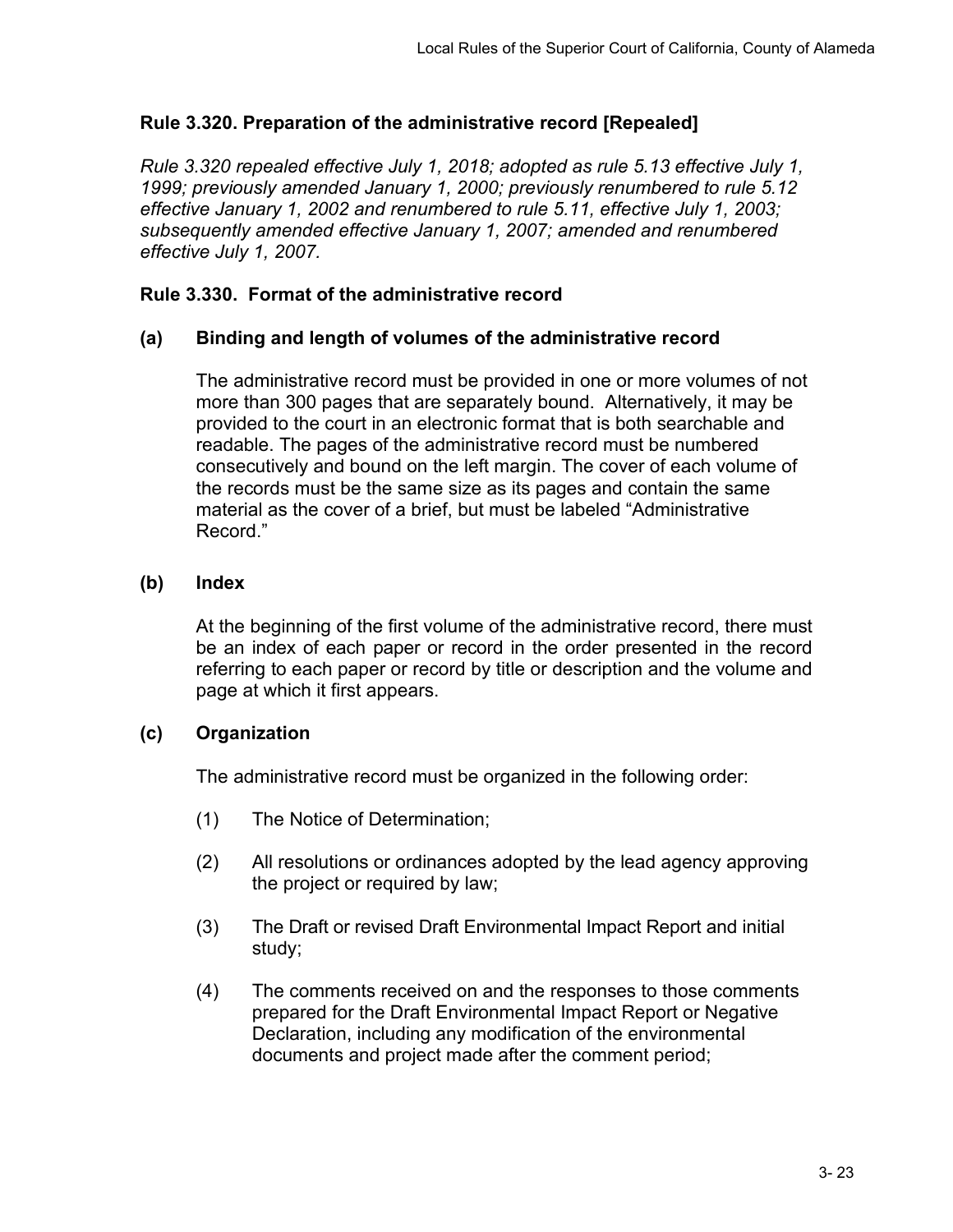### Rule 3.320. Preparation of the administrative record [Repealed]

*Rule 3.320 repealed effective July 1, 2018; adopted as rule 5.13 effective July 1, 1999; previously amended January 1, 2000; previously renumbered to rule 5.12 effective January 1, 2002 and renumbered to rule 5.11, effective July 1, 2003; subsequently amended effective January 1, 2007; amended and renumbered effective July 1, 2007.*

### Rule 3.330. Format of the administrative record

**(a) Binding and length of volumes of the administrative record**

The administrative record must be provided in one or more volumes of not more than 300 pages that are separately bound. Alternatively, it may be provided to the court in an electronic format that is both searchable and readable. The pages of the administrative record must be numbered consecutively and bound on the left margin. The cover of each volume of the records must be the same size as its pages and contain the same material as the cover of a brief, but must be labeled "Administrative Record."

**(b) Index**

At the beginning of the first volume of the administrative record, there must be an index of each paper or record in the order presented in the record referring to each paper or record by title or description and the volume and page at which it first appears.

**(c) Organization**

The administrative record must be organized in the following order:

(1) The Notice of Determination;

(2) All resolutions or ordinances adopted by the lead agency approving the project or required by law;

(3) The Draft or revised Draft Environmental Impact Report and initial study;

(4) The comments received on and the responses to those comments prepared for the Draft Environmental Impact Report or Negative Declaration, including any modification of the environmental documents and project made after the comment period;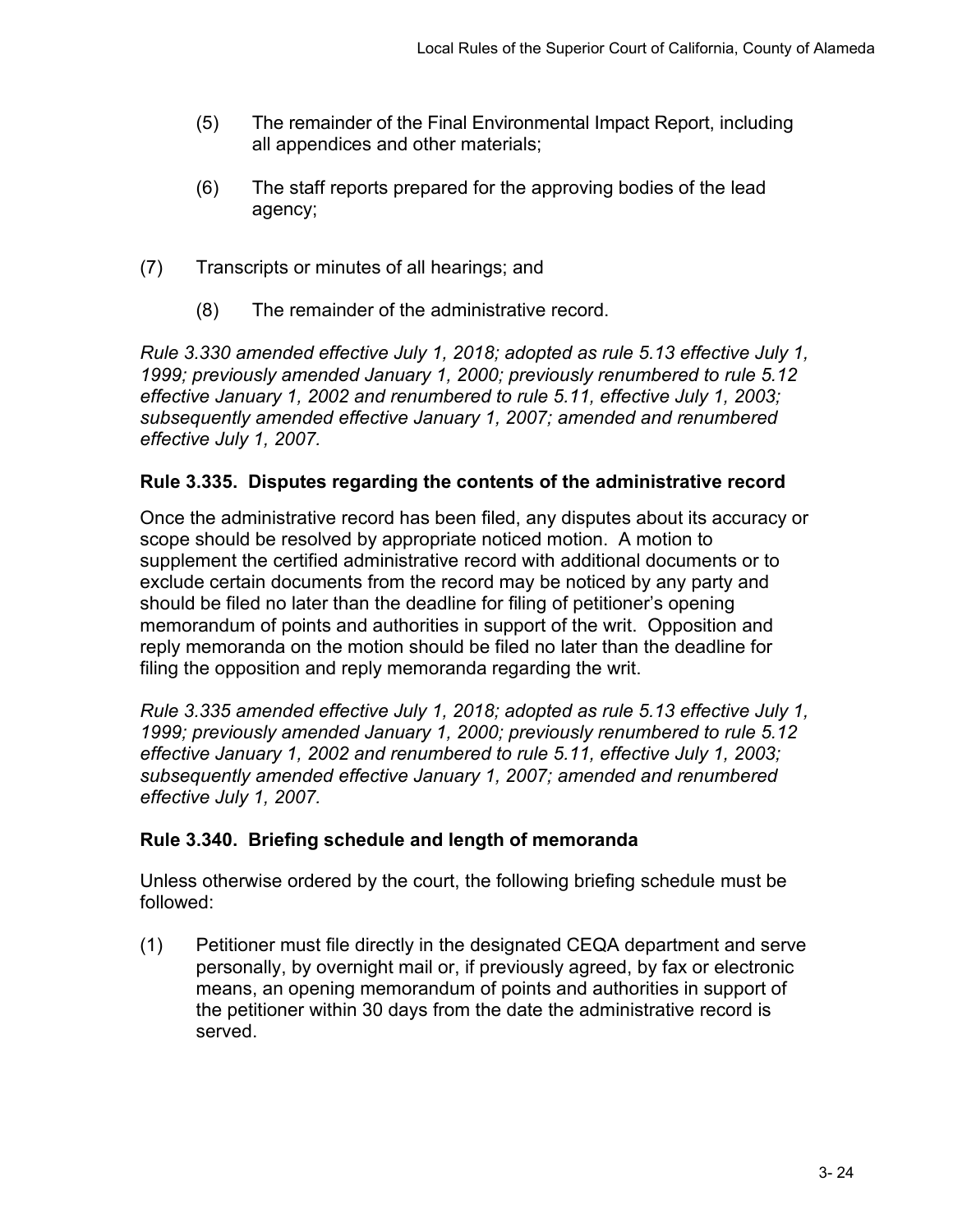(5) The remainder of the Final Environmental Impact Report, including all appendices and other materials;

(6) The staff reports prepared for the approving bodies of the lead agency;

(7) Transcripts or minutes of all hearings; and

(8) The remainder of the administrative record.

*Rule 3.330 amended effective July 1, 2018; adopted as rule 5.13 effective July 1, 1999; previously amended January 1, 2000; previously renumbered to rule 5.12 effective January 1, 2002 and renumbered to rule 5.11, effective July 1, 2003; subsequently amended effective January 1, 2007; amended and renumbered effective July 1, 2007.*

### Rule 3.335. Disputes regarding the contents of the administrative record

Once the administrative record has been filed, any disputes about its accuracy or scope should be resolved by appropriate noticed motion. A motion to supplement the certified administrative record with additional documents or to exclude certain documents from the record may be noticed by any party and should be filed no later than the deadline for filing of petitioner's opening memorandum of points and authorities in support of the writ. Opposition and reply memoranda on the motion should be filed no later than the deadline for filing the opposition and reply memoranda regarding the writ.

*Rule 3.335 amended effective July 1, 2018; adopted as rule 5.13 effective July 1, 1999; previously amended January 1, 2000; previously renumbered to rule 5.12 effective January 1, 2002 and renumbered to rule 5.11, effective July 1, 2003; subsequently amended effective January 1, 2007; amended and renumbered effective July 1, 2007.*

### Rule 3.340. Briefing schedule and length of memoranda

Unless otherwise ordered by the court, the following briefing schedule must be followed:

(1) Petitioner must file directly in the designated CEQA department and serve personally, by overnight mail or, if previously agreed, by fax or electronic means, an opening memorandum of points and authorities in support of the petitioner within 30 days from the date the administrative record is served.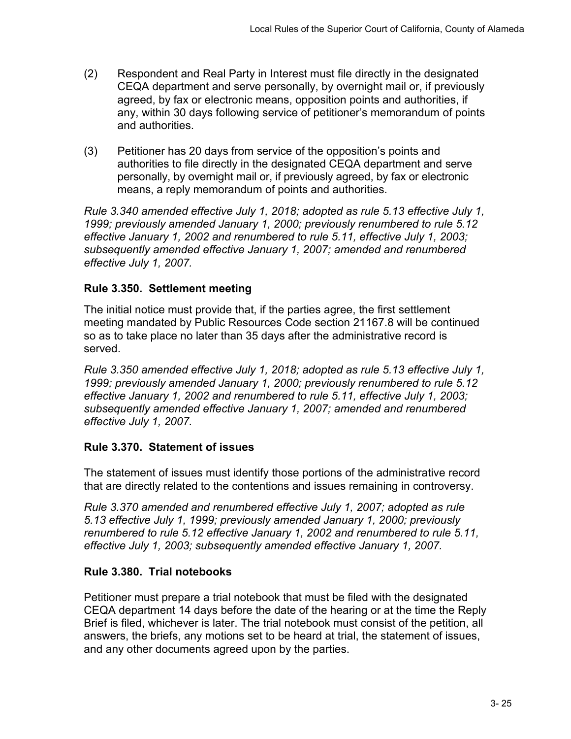(2) Respondent and Real Party in Interest must file directly in the designated CEQA department and serve personally, by overnight mail or, if previously agreed, by fax or electronic means, opposition points and authorities, if any, within 30 days following service of petitioner's memorandum of points and authorities.

(3) Petitioner has 20 days from service of the opposition's points and authorities to file directly in the designated CEQA department and serve personally, by overnight mail or, if previously agreed, by fax or electronic means, a reply memorandum of points and authorities.

*Rule 3.340 amended effective July 1, 2018; adopted as rule 5.13 effective July 1, 1999; previously amended January 1, 2000; previously renumbered to rule 5.12 effective January 1, 2002 and renumbered to rule 5.11, effective July 1, 2003; subsequently amended effective January 1, 2007; amended and renumbered effective July 1, 2007.*

### Rule 3.350. Settlement meeting

The initial notice must provide that, if the parties agree, the first settlement meeting mandated by Public Resources Code section 21167.8 will be continued so as to take place no later than 35 days after the administrative record is served.

*Rule 3.350 amended effective July 1, 2018; adopted as rule 5.13 effective July 1, 1999; previously amended January 1, 2000; previously renumbered to rule 5.12 effective January 1, 2002 and renumbered to rule 5.11, effective July 1, 2003; subsequently amended effective January 1, 2007; amended and renumbered effective July 1, 2007.*

### Rule 3.370. Statement of issues

The statement of issues must identify those portions of the administrative record that are directly related to the contentions and issues remaining in controversy.

*Rule 3.370 amended and renumbered effective July 1, 2007; adopted as rule 5.13 effective July 1, 1999; previously amended January 1, 2000; previously renumbered to rule 5.12 effective January 1, 2002 and renumbered to rule 5.11, effective July 1, 2003; subsequently amended effective January 1, 2007.*

### Rule 3.380. Trial notebooks

Petitioner must prepare a trial notebook that must be filed with the designated CEQA department 14 days before the date of the hearing or at the time the Reply Brief is filed, whichever is later. The trial notebook must consist of the petition, all answers, the briefs, any motions set to be heard at trial, the statement of issues, and any other documents agreed upon by the parties.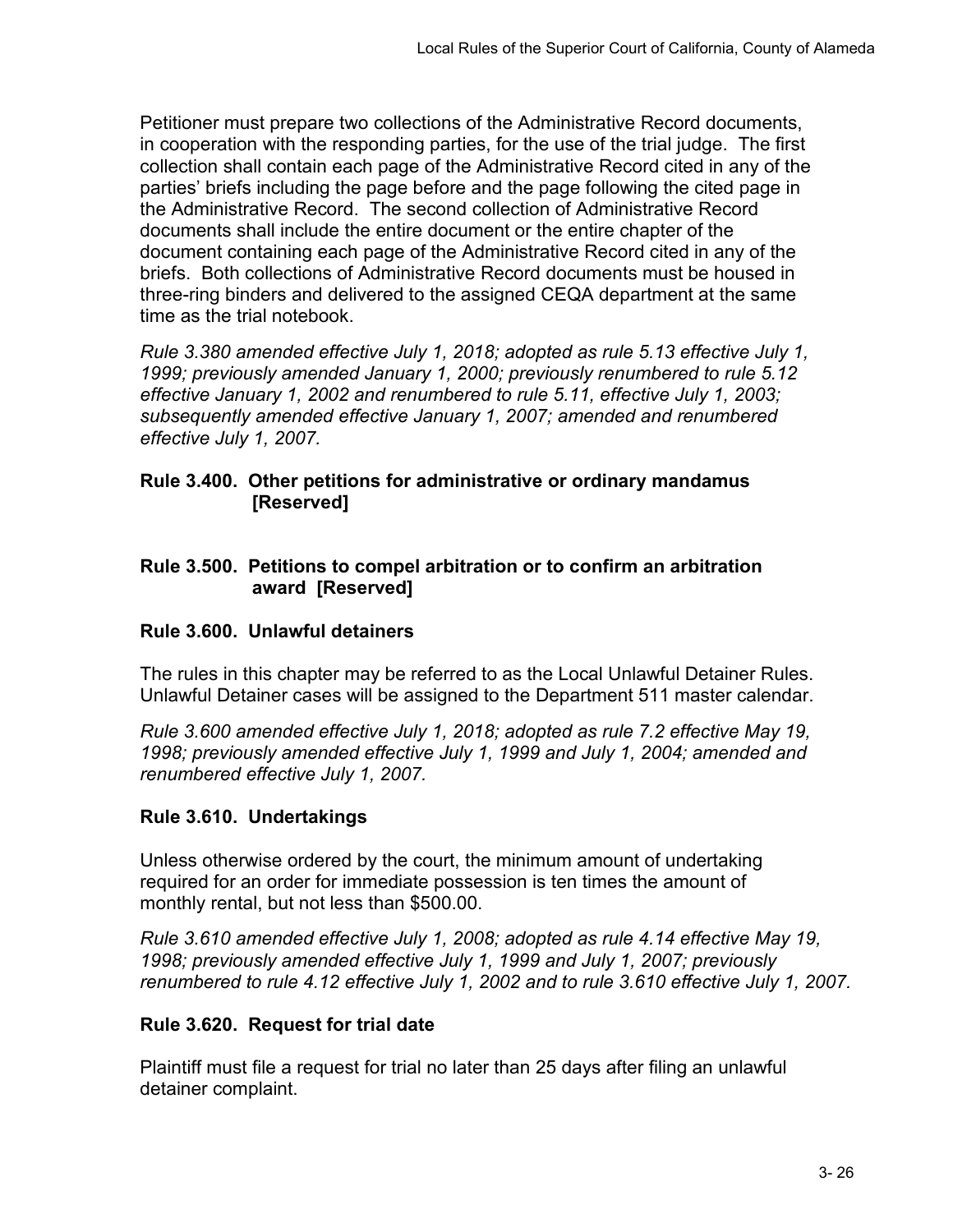Petitioner must prepare two collections of the Administrative Record documents, in cooperation with the responding parties, for the use of the trial judge. The first collection shall contain each page of the Administrative Record cited in any of the parties' briefs including the page before and the page following the cited page in the Administrative Record. The second collection of Administrative Record documents shall include the entire document or the entire chapter of the document containing each page of the Administrative Record cited in any of the briefs. Both collections of Administrative Record documents must be housed in three-ring binders and delivered to the assigned CEQA department at the same time as the trial notebook.

*Rule 3.380 amended effective July 1, 2018; adopted as rule 5.13 effective July 1, 1999; previously amended January 1, 2000; previously renumbered to rule 5.12 effective January 1, 2002 and renumbered to rule 5.11, effective July 1, 2003; subsequently amended effective January 1, 2007; amended and renumbered effective July 1, 2007.*

### Rule 3.400. Other petitions for administrative or ordinary mandamus [Reserved]

### Rule 3.500. Petitions to compel arbitration or to confirm an arbitration award [Reserved]

### Rule 3.600. Unlawful detainers

The rules in this chapter may be referred to as the Local Unlawful Detainer Rules. Unlawful Detainer cases will be assigned to the Department 511 master calendar.

*Rule 3.600 amended effective July 1, 2018; adopted as rule 7.2 effective May 19, 1998; previously amended effective July 1, 1999 and July 1, 2004; amended and renumbered effective July 1, 2007.*

### Rule 3.610. Undertakings

Unless otherwise ordered by the court, the minimum amount of undertaking required for an order for immediate possession is ten times the amount of monthly rental, but not less than $500.00.

*Rule 3.610 amended effective July 1, 2008; adopted as rule 4.14 effective May 19, 1998; previously amended effective July 1, 1999 and July 1, 2007; previously renumbered to rule 4.12 effective July 1, 2002 and to rule 3.610 effective July 1, 2007.*

### Rule 3.620. Request for trial date

Plaintiff must file a request for trial no later than 25 days after filing an unlawful detainer complaint.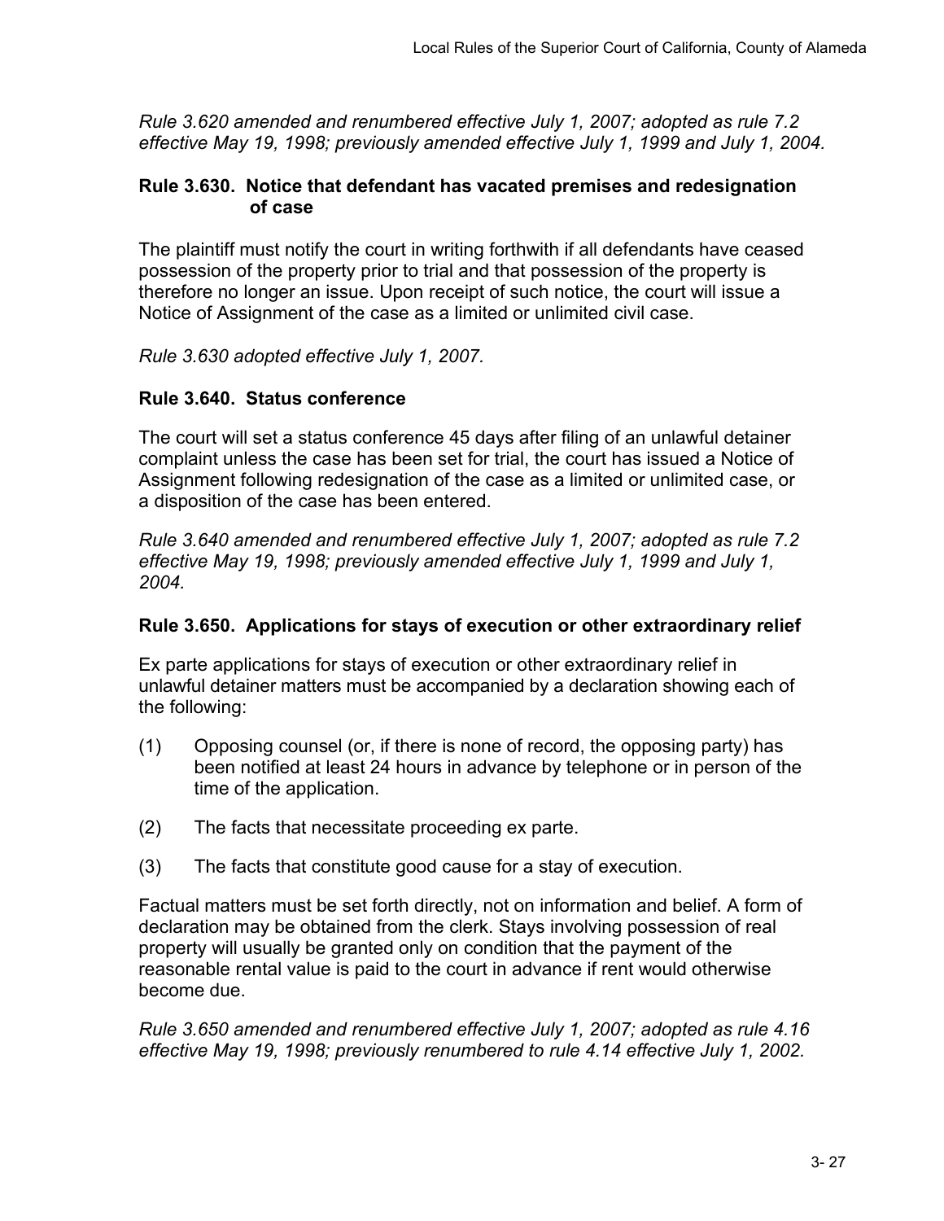*Rule 3.620 amended and renumbered effective July 1, 2007; adopted as rule 7.2 effective May 19, 1998; previously amended effective July 1, 1999 and July 1, 2004.*

### Rule 3.630. Notice that defendant has vacated premises and redesignation of case

The plaintiff must notify the court in writing forthwith if all defendants have ceased possession of the property prior to trial and that possession of the property is therefore no longer an issue. Upon receipt of such notice, the court will issue a Notice of Assignment of the case as a limited or unlimited civil case.

*Rule 3.630 adopted effective July 1, 2007.*

### Rule 3.640. Status conference

The court will set a status conference 45 days after filing of an unlawful detainer complaint unless the case has been set for trial, the court has issued a Notice of Assignment following redesignation of the case as a limited or unlimited case, or a disposition of the case has been entered.

*Rule 3.640 amended and renumbered effective July 1, 2007; adopted as rule 7.2 effective May 19, 1998; previously amended effective July 1, 1999 and July 1, 2004.*

### Rule 3.650. Applications for stays of execution or other extraordinary relief

Ex parte applications for stays of execution or other extraordinary relief in unlawful detainer matters must be accompanied by a declaration showing each of the following:

(1) Opposing counsel (or, if there is none of record, the opposing party) has been notified at least 24 hours in advance by telephone or in person of the time of the application.

(2) The facts that necessitate proceeding ex parte.

(3) The facts that constitute good cause for a stay of execution.

Factual matters must be set forth directly, not on information and belief. A form of declaration may be obtained from the clerk. Stays involving possession of real property will usually be granted only on condition that the payment of the reasonable rental value is paid to the court in advance if rent would otherwise become due.

*Rule 3.650 amended and renumbered effective July 1, 2007; adopted as rule 4.16 effective May 19, 1998; previously renumbered to rule 4.14 effective July 1, 2002.*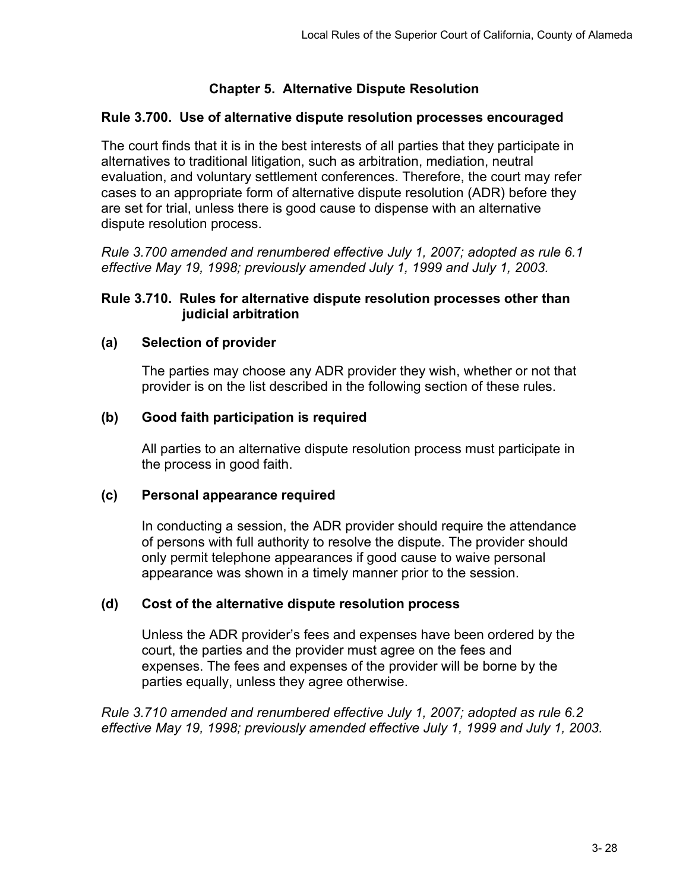## Chapter 5. Alternative Dispute Resolution

### Rule 3.700. Use of alternative dispute resolution processes encouraged

The court finds that it is in the best interests of all parties that they participate in alternatives to traditional litigation, such as arbitration, mediation, neutral evaluation, and voluntary settlement conferences. Therefore, the court may refer cases to an appropriate form of alternative dispute resolution (ADR) before they are set for trial, unless there is good cause to dispense with an alternative dispute resolution process.

*Rule 3.700 amended and renumbered effective July 1, 2007; adopted as rule 6.1 effective May 19, 1998; previously amended July 1, 1999 and July 1, 2003.*

### Rule 3.710. Rules for alternative dispute resolution processes other than judicial arbitration

**(a) Selection of provider**

The parties may choose any ADR provider they wish, whether or not that provider is on the list described in the following section of these rules.

**(b) Good faith participation is required**

All parties to an alternative dispute resolution process must participate in the process in good faith.

**(c) Personal appearance required**

In conducting a session, the ADR provider should require the attendance of persons with full authority to resolve the dispute. The provider should only permit telephone appearances if good cause to waive personal appearance was shown in a timely manner prior to the session.

**(d) Cost of the alternative dispute resolution process**

Unless the ADR provider's fees and expenses have been ordered by the court, the parties and the provider must agree on the fees and expenses. The fees and expenses of the provider will be borne by the parties equally, unless they agree otherwise.

*Rule 3.710 amended and renumbered effective July 1, 2007; adopted as rule 6.2 effective May 19, 1998; previously amended effective July 1, 1999 and July 1, 2003.*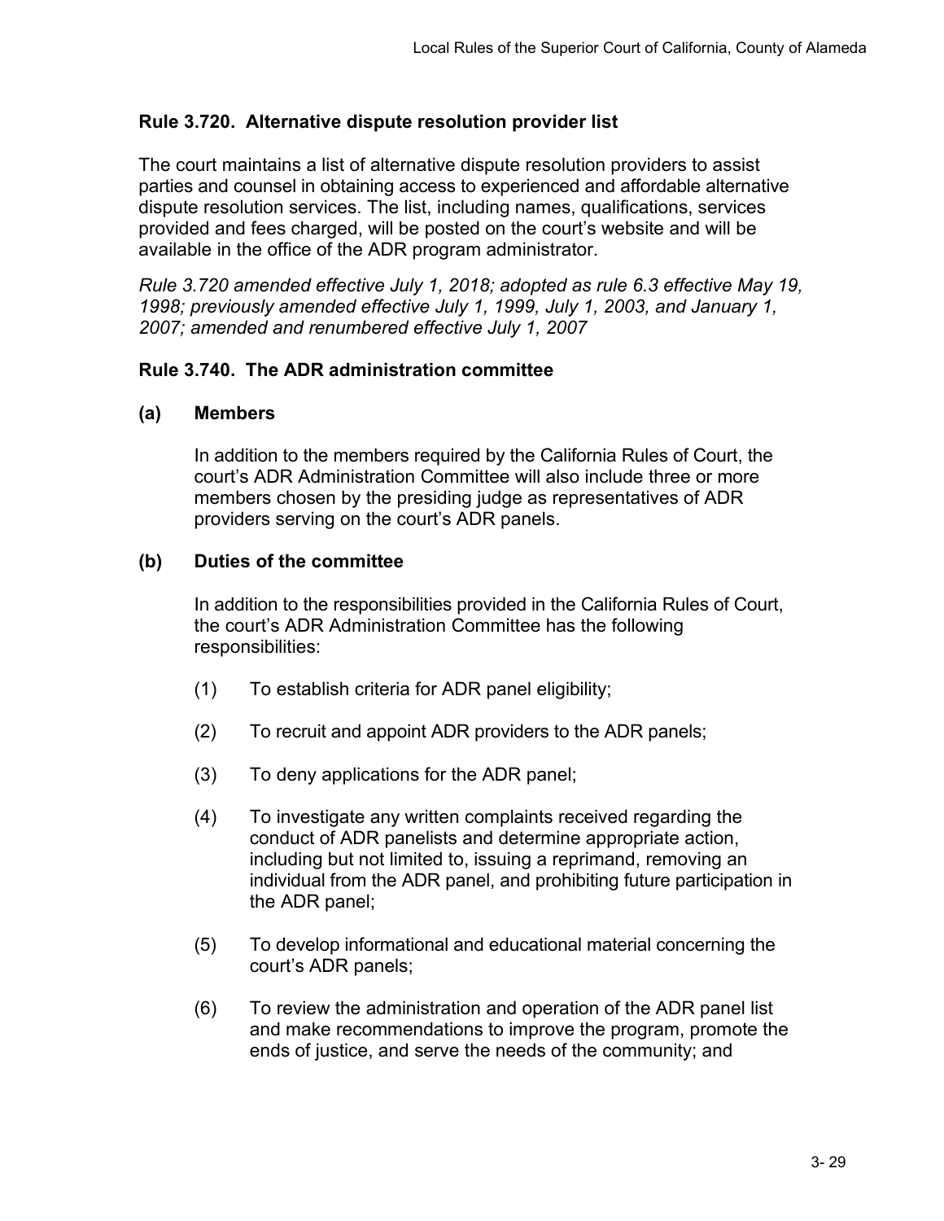### Rule 3.720. Alternative dispute resolution provider list

The court maintains a list of alternative dispute resolution providers to assist parties and counsel in obtaining access to experienced and affordable alternative dispute resolution services. The list, including names, qualifications, services provided and fees charged, will be posted on the court's website and will be available in the office of the ADR program administrator.

*Rule 3.720 amended effective July 1, 2018; adopted as rule 6.3 effective May 19, 1998; previously amended effective July 1, 1999, July 1, 2003, and January 1, 2007; amended and renumbered effective July 1, 2007*

### Rule 3.740. The ADR administration committee

**(a) Members**

In addition to the members required by the California Rules of Court, the court's ADR Administration Committee will also include three or more members chosen by the presiding judge as representatives of ADR providers serving on the court's ADR panels.

**(b) Duties of the committee**

In addition to the responsibilities provided in the California Rules of Court, the court's ADR Administration Committee has the following responsibilities:

(1) To establish criteria for ADR panel eligibility;

(2) To recruit and appoint ADR providers to the ADR panels;

(3) To deny applications for the ADR panel;

(4) To investigate any written complaints received regarding the conduct of ADR panelists and determine appropriate action, including but not limited to, issuing a reprimand, removing an individual from the ADR panel, and prohibiting future participation in the ADR panel;

(5) To develop informational and educational material concerning the court's ADR panels;

(6) To review the administration and operation of the ADR panel list and make recommendations to improve the program, promote the ends of justice, and serve the needs of the community; and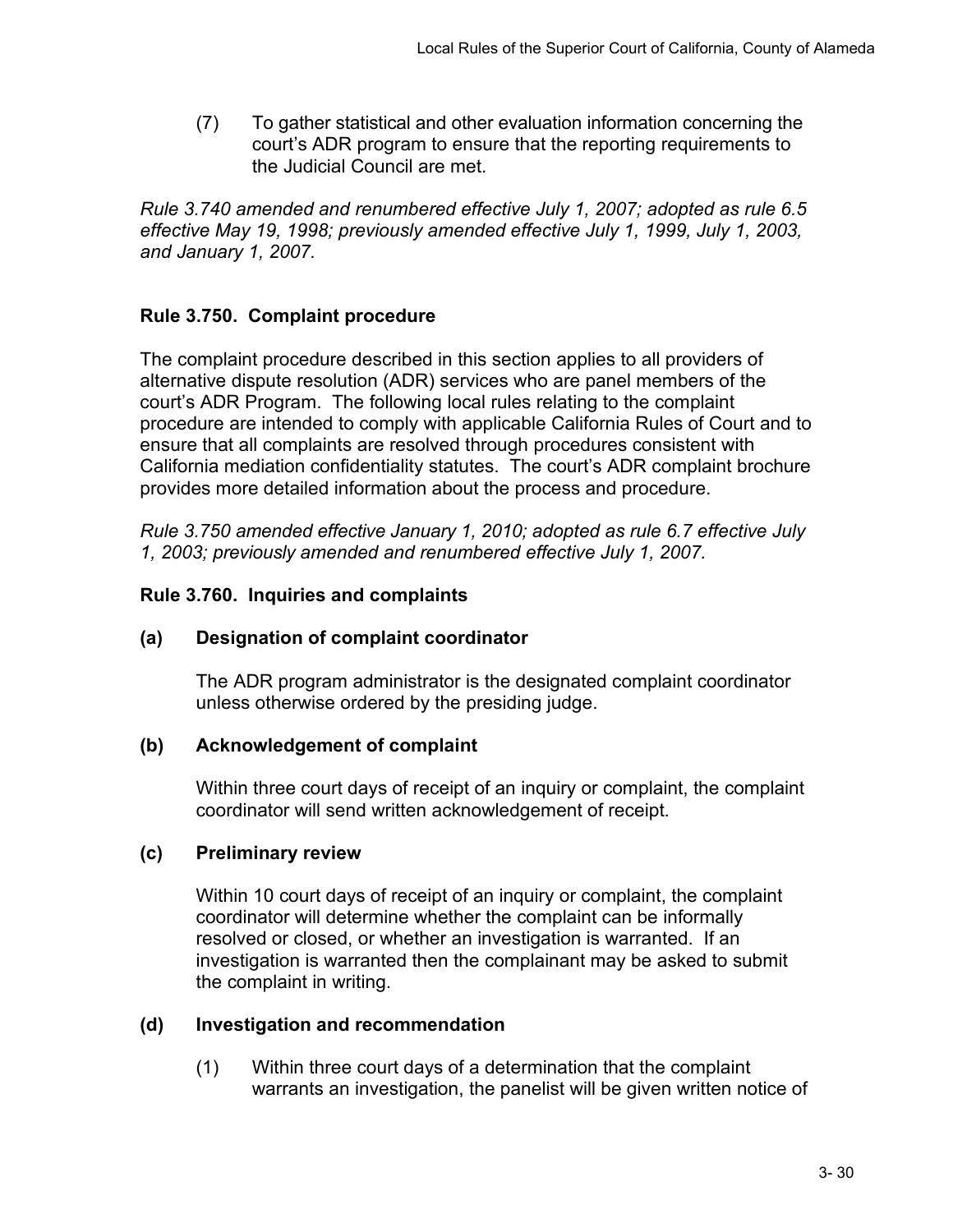(7) To gather statistical and other evaluation information concerning the court's ADR program to ensure that the reporting requirements to the Judicial Council are met.

*Rule 3.740 amended and renumbered effective July 1, 2007; adopted as rule 6.5 effective May 19, 1998; previously amended effective July 1, 1999, July 1, 2003, and January 1, 2007.*

### Rule 3.750. Complaint procedure

The complaint procedure described in this section applies to all providers of alternative dispute resolution (ADR) services who are panel members of the court's ADR Program. The following local rules relating to the complaint procedure are intended to comply with applicable California Rules of Court and to ensure that all complaints are resolved through procedures consistent with California mediation confidentiality statutes. The court's ADR complaint brochure provides more detailed information about the process and procedure.

*Rule 3.750 amended effective January 1, 2010; adopted as rule 6.7 effective July 1, 2003; previously amended and renumbered effective July 1, 2007.*

### Rule 3.760. Inquiries and complaints

**(a) Designation of complaint coordinator**

The ADR program administrator is the designated complaint coordinator unless otherwise ordered by the presiding judge.

**(b) Acknowledgement of complaint**

Within three court days of receipt of an inquiry or complaint, the complaint coordinator will send written acknowledgement of receipt.

**(c) Preliminary review**

Within 10 court days of receipt of an inquiry or complaint, the complaint coordinator will determine whether the complaint can be informally resolved or closed, or whether an investigation is warranted. If an investigation is warranted then the complainant may be asked to submit the complaint in writing.

**(d) Investigation and recommendation**

(1) Within three court days of a determination that the complaint warrants an investigation, the panelist will be given written notice of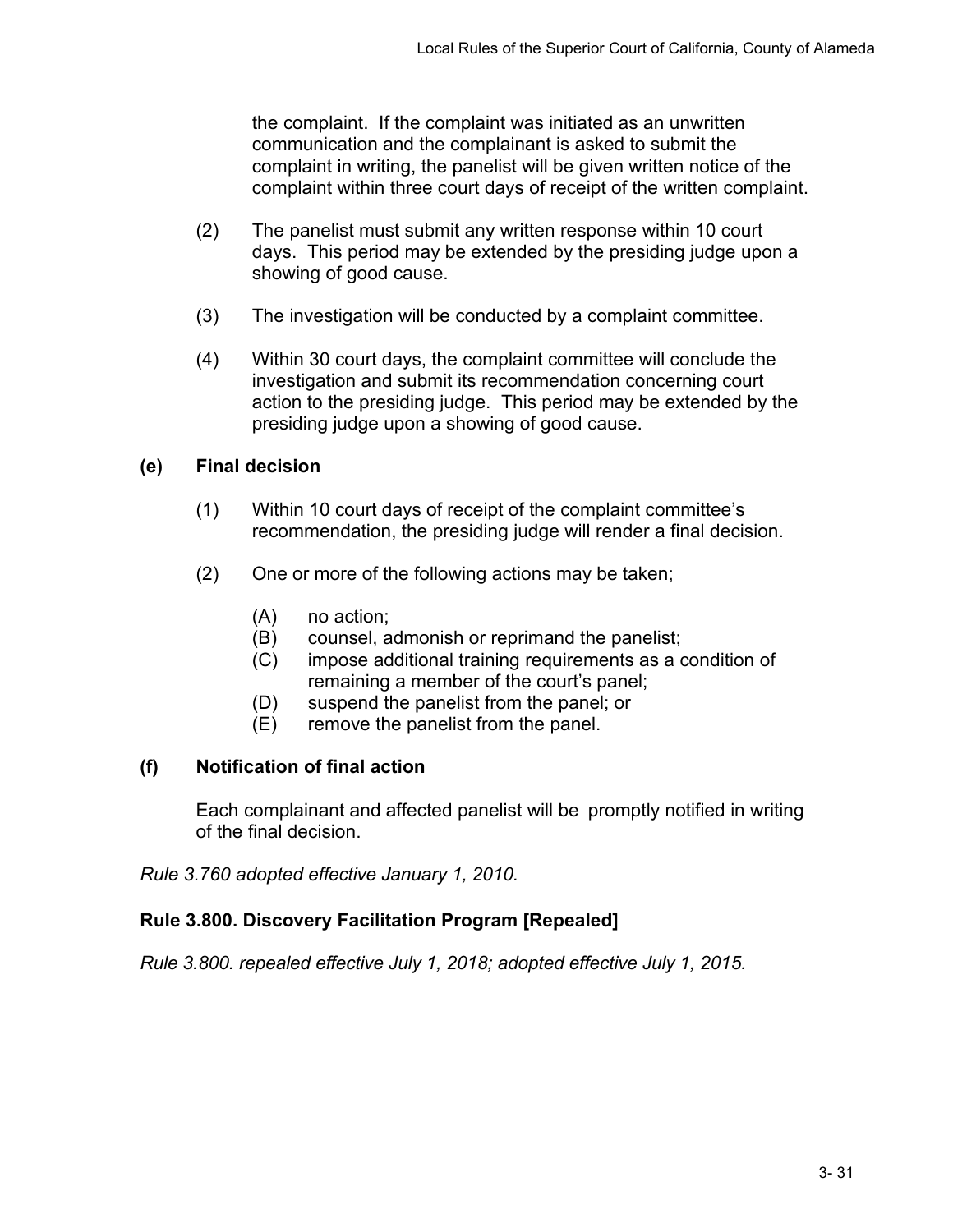the complaint. If the complaint was initiated as an unwritten communication and the complainant is asked to submit the complaint in writing, the panelist will be given written notice of the complaint within three court days of receipt of the written complaint.

(2) The panelist must submit any written response within 10 court days. This period may be extended by the presiding judge upon a showing of good cause.

(3) The investigation will be conducted by a complaint committee.

(4) Within 30 court days, the complaint committee will conclude the investigation and submit its recommendation concerning court action to the presiding judge. This period may be extended by the presiding judge upon a showing of good cause.

**(e) Final decision**

(1) Within 10 court days of receipt of the complaint committee's recommendation, the presiding judge will render a final decision.

(2) One or more of the following actions may be taken;

(A) no action;
(B) counsel, admonish or reprimand the panelist;
(C) impose additional training requirements as a condition of remaining a member of the court's panel;
(D) suspend the panelist from the panel; or
(E) remove the panelist from the panel.

**(f) Notification of final action**

Each complainant and affected panelist will be promptly notified in writing of the final decision.

*Rule 3.760 adopted effective January 1, 2010.*

### Rule 3.800. Discovery Facilitation Program [Repealed]

*Rule 3.800. repealed effective July 1, 2018; adopted effective July 1, 2015.*